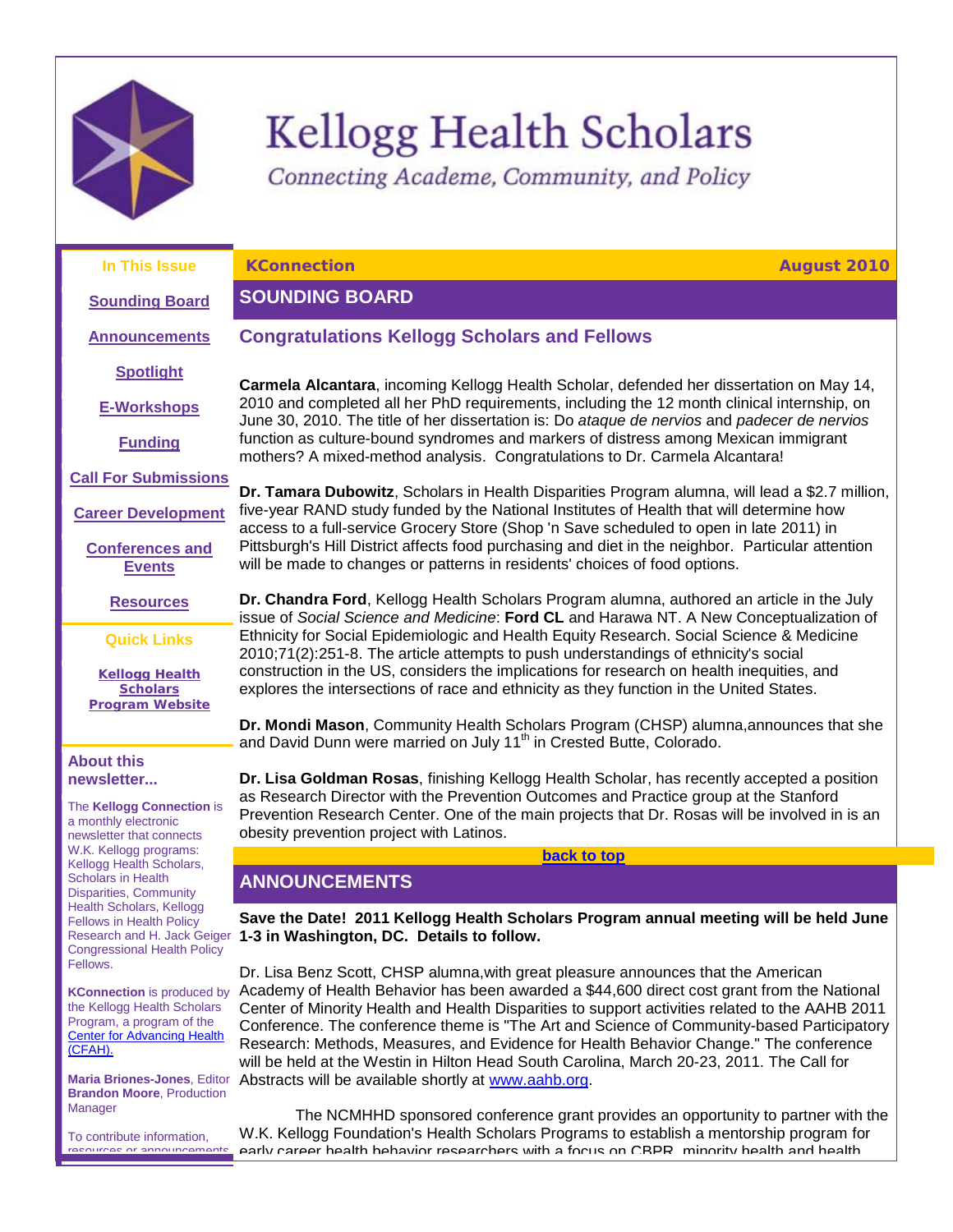# Kellogg Health Scholars

*Connecting Academe, Community, and Policy*

**In This Issue**

- Sounding Board
- Announcements
- Spotlight
- E-Workshops
- Funding
- Call For Submissions
- Career Development
- Conferences and Events
- Resources

**Quick Links**

- Kellogg Health Scholars Program Website

**About this newsletter...**

The **Kellogg Connection** is a monthly electronic newsletter that connects W.K. Kellogg programs: Kellogg Health Scholars, Scholars in Health Disparities, Community Health Scholars, Kellogg Fellows in Health Policy Research and H. Jack Geiger Congressional Health Policy Fellows.

**KConnection** is produced by the Kellogg Health Scholars Program, a program of the Center for Advancing Health (CFAH).

**Maria Briones-Jones**, Editor
**Brandon Moore**, Production Manager

To contribute information, resources or announcements

**KConnection** | **August 2010**

## SOUNDING BOARD

### Congratulations Kellogg Scholars and Fellows

**Carmela Alcantara**, incoming Kellogg Health Scholar, defended her dissertation on May 14, 2010 and completed all her PhD requirements, including the 12 month clinical internship, on June 30, 2010. The title of her dissertation is: Do *ataque de nervios* and *padecer de nervios* function as culture-bound syndromes and markers of distress among Mexican immigrant mothers? A mixed-method analysis. Congratulations to Dr. Carmela Alcantara!

**Dr. Tamara Dubowitz**, Scholars in Health Disparities Program alumna, will lead a $2.7 million, five-year RAND study funded by the National Institutes of Health that will determine how access to a full-service Grocery Store (Shop 'n Save scheduled to open in late 2011) in Pittsburgh's Hill District affects food purchasing and diet in the neighbor. Particular attention will be made to changes or patterns in residents' choices of food options.

**Dr. Chandra Ford**, Kellogg Health Scholars Program alumna, authored an article in the July issue of *Social Science and Medicine*: **Ford CL** and Harawa NT. A New Conceptualization of Ethnicity for Social Epidemiologic and Health Equity Research. Social Science & Medicine 2010;71(2):251-8. The article attempts to push understandings of ethnicity's social construction in the US, considers the implications for research on health inequities, and explores the intersections of race and ethnicity as they function in the United States.

**Dr. Mondi Mason**, Community Health Scholars Program (CHSP) alumna,announces that she and David Dunn were married on July 11th in Crested Butte, Colorado.

**Dr. Lisa Goldman Rosas**, finishing Kellogg Health Scholar, has recently accepted a position as Research Director with the Prevention Outcomes and Practice group at the Stanford Prevention Research Center. One of the main projects that Dr. Rosas will be involved in is an obesity prevention project with Latinos.

back to top

## ANNOUNCEMENTS

**Save the Date! 2011 Kellogg Health Scholars Program annual meeting will be held June 1-3 in Washington, DC. Details to follow.**

Dr. Lisa Benz Scott, CHSP alumna,with great pleasure announces that the American Academy of Health Behavior has been awarded a $44,600 direct cost grant from the National Center of Minority Health and Health Disparities to support activities related to the AAHB 2011 Conference. The conference theme is "The Art and Science of Community-based Participatory Research: Methods, Measures, and Evidence for Health Behavior Change." The conference will be held at the Westin in Hilton Head South Carolina, March 20-23, 2011. The Call for Abstracts will be available shortly at www.aahb.org.

The NCMHHD sponsored conference grant provides an opportunity to partner with the W.K. Kellogg Foundation's Health Scholars Programs to establish a mentorship program for early career health behavior researchers with a focus on CBPR, minority health and health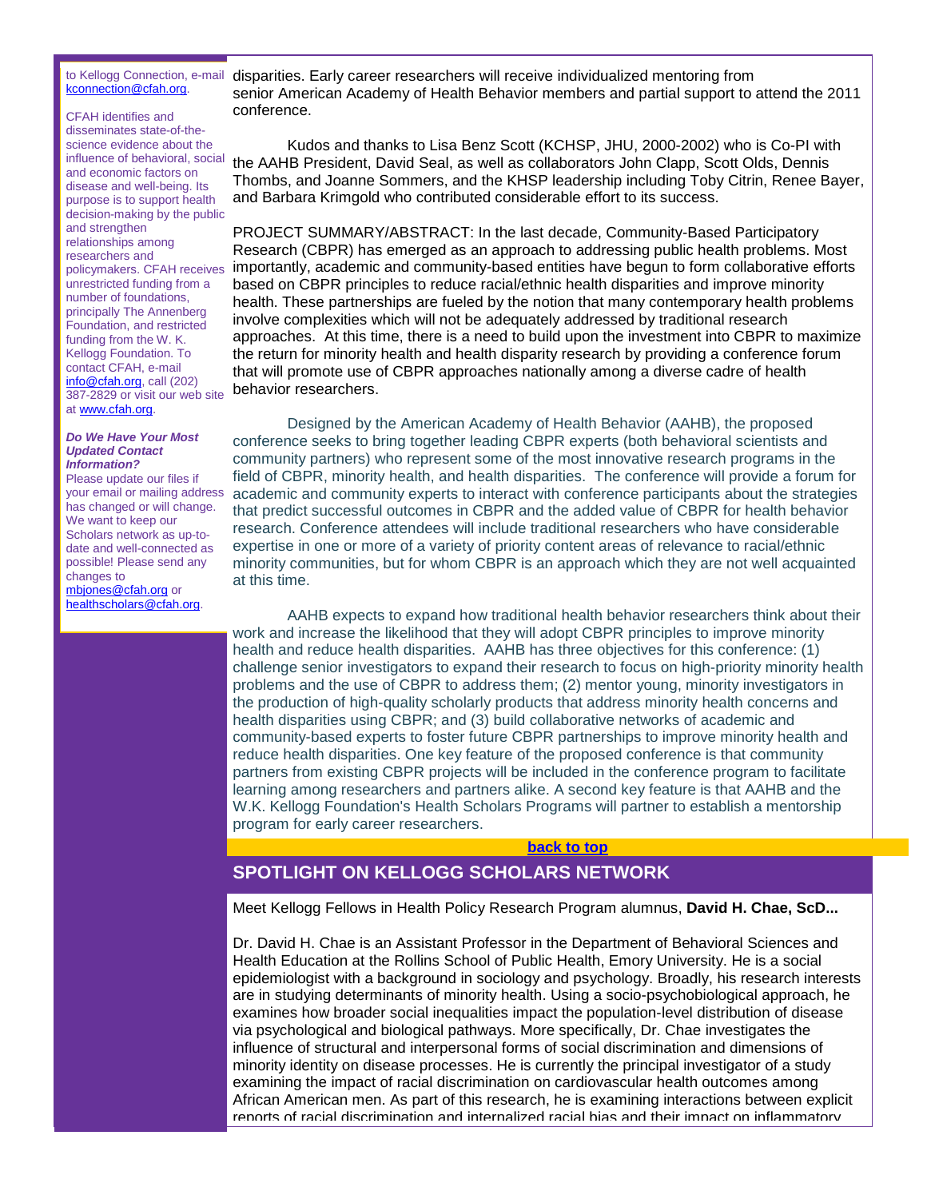to Kellogg Connection, e-mail kconnection@cfah.org.

CFAH identifies and disseminates state-of-the-science evidence about the influence of behavioral, social and economic factors on disease and well-being. Its purpose is to support health decision-making by the public and strengthen relationships among researchers and policymakers. CFAH receives unrestricted funding from a number of foundations, principally The Annenberg Foundation, and restricted funding from the W. K. Kellogg Foundation. To contact CFAH, e-mail info@cfah.org, call (202) 387-2829 or visit our web site at www.cfah.org.

***Do We Have Your Most Updated Contact Information?***

Please update our files if your email or mailing address has changed or will change. We want to keep our Scholars network as up-to-date and well-connected as possible! Please send any changes to mbjones@cfah.org or healthscholars@cfah.org.

disparities. Early career researchers will receive individualized mentoring from senior American Academy of Health Behavior members and partial support to attend the 2011 conference.

Kudos and thanks to Lisa Benz Scott (KCHSP, JHU, 2000-2002) who is Co-PI with the AAHB President, David Seal, as well as collaborators John Clapp, Scott Olds, Dennis Thombs, and Joanne Sommers, and the KHSP leadership including Toby Citrin, Renee Bayer, and Barbara Krimgold who contributed considerable effort to its success.

PROJECT SUMMARY/ABSTRACT: In the last decade, Community-Based Participatory Research (CBPR) has emerged as an approach to addressing public health problems. Most importantly, academic and community-based entities have begun to form collaborative efforts based on CBPR principles to reduce racial/ethnic health disparities and improve minority health. These partnerships are fueled by the notion that many contemporary health problems involve complexities which will not be adequately addressed by traditional research approaches. At this time, there is a need to build upon the investment into CBPR to maximize the return for minority health and health disparity research by providing a conference forum that will promote use of CBPR approaches nationally among a diverse cadre of health behavior researchers.

Designed by the American Academy of Health Behavior (AAHB), the proposed conference seeks to bring together leading CBPR experts (both behavioral scientists and community partners) who represent some of the most innovative research programs in the field of CBPR, minority health, and health disparities. The conference will provide a forum for academic and community experts to interact with conference participants about the strategies that predict successful outcomes in CBPR and the added value of CBPR for health behavior research. Conference attendees will include traditional researchers who have considerable expertise in one or more of a variety of priority content areas of relevance to racial/ethnic minority communities, but for whom CBPR is an approach which they are not well acquainted at this time.

AAHB expects to expand how traditional health behavior researchers think about their work and increase the likelihood that they will adopt CBPR principles to improve minority health and reduce health disparities. AAHB has three objectives for this conference: (1) challenge senior investigators to expand their research to focus on high-priority minority health problems and the use of CBPR to address them; (2) mentor young, minority investigators in the production of high-quality scholarly products that address minority health concerns and health disparities using CBPR; and (3) build collaborative networks of academic and community-based experts to foster future CBPR partnerships to improve minority health and reduce health disparities. One key feature of the proposed conference is that community partners from existing CBPR projects will be included in the conference program to facilitate learning among researchers and partners alike. A second key feature is that AAHB and the W.K. Kellogg Foundation's Health Scholars Programs will partner to establish a mentorship program for early career researchers.

**back to top**

## SPOTLIGHT ON KELLOGG SCHOLARS NETWORK

Meet Kellogg Fellows in Health Policy Research Program alumnus, **David H. Chae, ScD...**

Dr. David H. Chae is an Assistant Professor in the Department of Behavioral Sciences and Health Education at the Rollins School of Public Health, Emory University. He is a social epidemiologist with a background in sociology and psychology. Broadly, his research interests are in studying determinants of minority health. Using a socio-psychobiological approach, he examines how broader social inequalities impact the population-level distribution of disease via psychological and biological pathways. More specifically, Dr. Chae investigates the influence of structural and interpersonal forms of social discrimination and dimensions of minority identity on disease processes. He is currently the principal investigator of a study examining the impact of racial discrimination on cardiovascular health outcomes among African American men. As part of this research, he is examining interactions between explicit reports of racial discrimination and internalized racial bias and their impact on inflammatory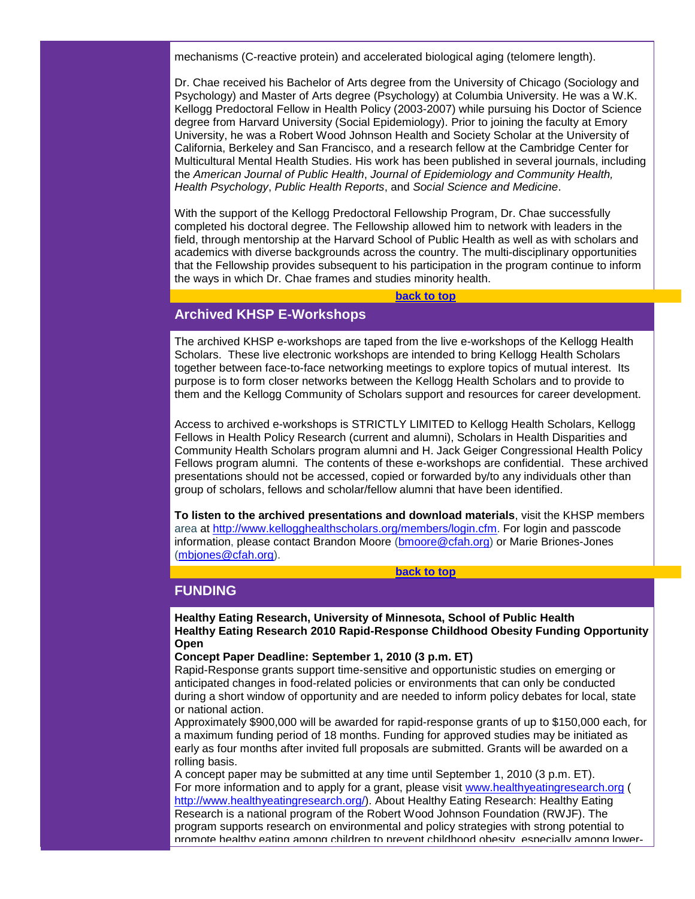mechanisms (C-reactive protein) and accelerated biological aging (telomere length).

Dr. Chae received his Bachelor of Arts degree from the University of Chicago (Sociology and Psychology) and Master of Arts degree (Psychology) at Columbia University. He was a W.K. Kellogg Predoctoral Fellow in Health Policy (2003-2007) while pursuing his Doctor of Science degree from Harvard University (Social Epidemiology). Prior to joining the faculty at Emory University, he was a Robert Wood Johnson Health and Society Scholar at the University of California, Berkeley and San Francisco, and a research fellow at the Cambridge Center for Multicultural Mental Health Studies. His work has been published in several journals, including the *American Journal of Public Health*, *Journal of Epidemiology and Community Health, Health Psychology*, *Public Health Reports*, and *Social Science and Medicine*.

With the support of the Kellogg Predoctoral Fellowship Program, Dr. Chae successfully completed his doctoral degree. The Fellowship allowed him to network with leaders in the field, through mentorship at the Harvard School of Public Health as well as with scholars and academics with diverse backgrounds across the country. The multi-disciplinary opportunities that the Fellowship provides subsequent to his participation in the program continue to inform the ways in which Dr. Chae frames and studies minority health.

**back to top**

## Archived KHSP E-Workshops

The archived KHSP e-workshops are taped from the live e-workshops of the Kellogg Health Scholars. These live electronic workshops are intended to bring Kellogg Health Scholars together between face-to-face networking meetings to explore topics of mutual interest. Its purpose is to form closer networks between the Kellogg Health Scholars and to provide to them and the Kellogg Community of Scholars support and resources for career development.

Access to archived e-workshops is STRICTLY LIMITED to Kellogg Health Scholars, Kellogg Fellows in Health Policy Research (current and alumni), Scholars in Health Disparities and Community Health Scholars program alumni and H. Jack Geiger Congressional Health Policy Fellows program alumni. The contents of these e-workshops are confidential. These archived presentations should not be accessed, copied or forwarded by/to any individuals other than group of scholars, fellows and scholar/fellow alumni that have been identified.

**To listen to the archived presentations and download materials**, visit the KHSP members area at http://www.kellogghealthscholars.org/members/login.cfm. For login and passcode information, please contact Brandon Moore (bmoore@cfah.org) or Marie Briones-Jones (mbjones@cfah.org).

**back to top**

## FUNDING

**Healthy Eating Research, University of Minnesota, School of Public Health**
**Healthy Eating Research 2010 Rapid-Response Childhood Obesity Funding Opportunity Open**
**Concept Paper Deadline: September 1, 2010 (3 p.m. ET)**
Rapid-Response grants support time-sensitive and opportunistic studies on emerging or anticipated changes in food-related policies or environments that can only be conducted during a short window of opportunity and are needed to inform policy debates for local, state or national action.
Approximately $900,000 will be awarded for rapid-response grants of up to $150,000 each, for a maximum funding period of 18 months. Funding for approved studies may be initiated as early as four months after invited full proposals are submitted. Grants will be awarded on a rolling basis.
A concept paper may be submitted at any time until September 1, 2010 (3 p.m. ET).
For more information and to apply for a grant, please visit www.healthyeatingresearch.org ( http://www.healthyeatingresearch.org/). About Healthy Eating Research: Healthy Eating Research is a national program of the Robert Wood Johnson Foundation (RWJF). The program supports research on environmental and policy strategies with strong potential to promote healthy eating among children to prevent childhood obesity, especially among lower-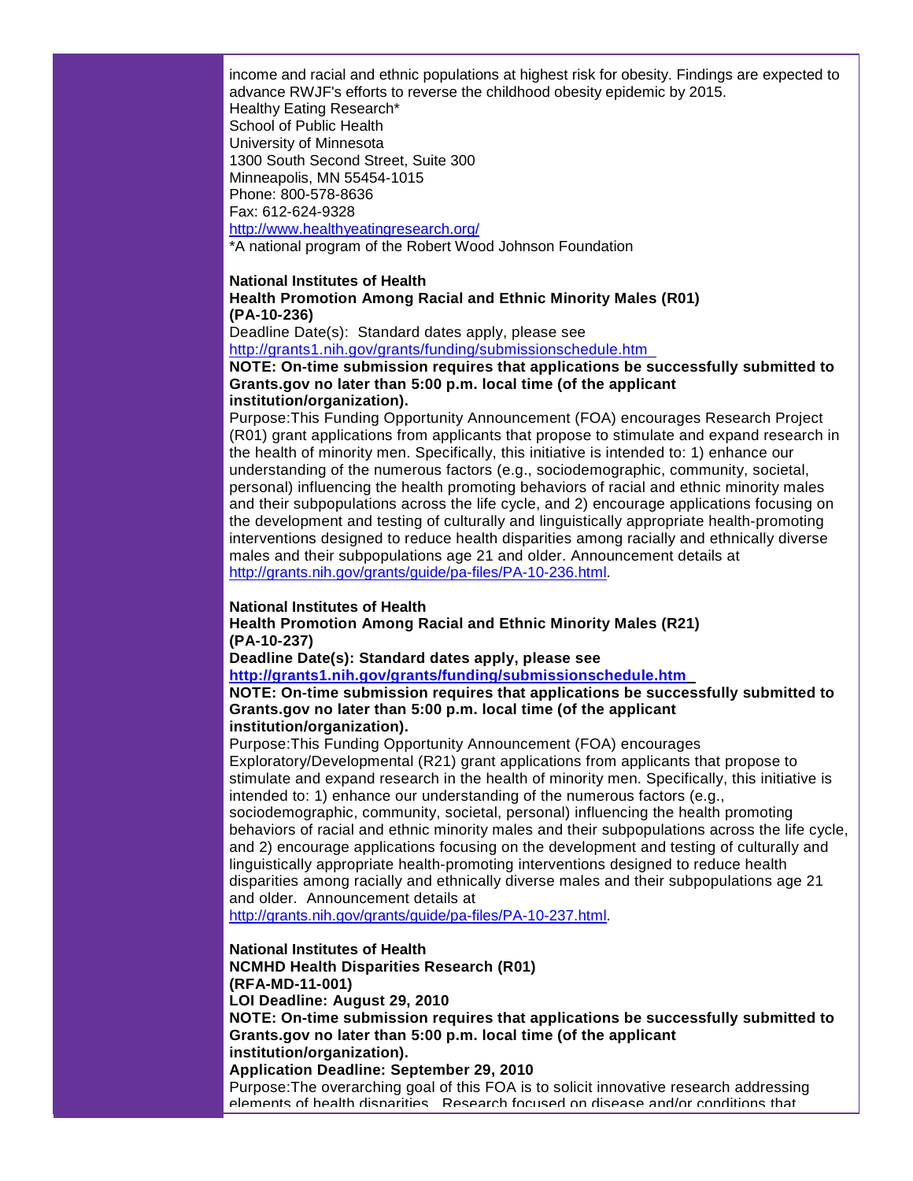income and racial and ethnic populations at highest risk for obesity. Findings are expected to advance RWJF's efforts to reverse the childhood obesity epidemic by 2015.
Healthy Eating Research*
School of Public Health
University of Minnesota
1300 South Second Street, Suite 300
Minneapolis, MN 55454-1015
Phone: 800-578-8636
Fax: 612-624-9328
http://www.healthyeatingresearch.org/
*A national program of the Robert Wood Johnson Foundation

**National Institutes of Health**
**Health Promotion Among Racial and Ethnic Minority Males (R01)**
**(PA-10-236)**
Deadline Date(s): Standard dates apply, please see
http://grants1.nih.gov/grants/funding/submissionschedule.htm
**NOTE: On-time submission requires that applications be successfully submitted to Grants.gov no later than 5:00 p.m. local time (of the applicant institution/organization).**
Purpose:This Funding Opportunity Announcement (FOA) encourages Research Project (R01) grant applications from applicants that propose to stimulate and expand research in the health of minority men. Specifically, this initiative is intended to: 1) enhance our understanding of the numerous factors (e.g., sociodemographic, community, societal, personal) influencing the health promoting behaviors of racial and ethnic minority males and their subpopulations across the life cycle, and 2) encourage applications focusing on the development and testing of culturally and linguistically appropriate health-promoting interventions designed to reduce health disparities among racially and ethnically diverse males and their subpopulations age 21 and older. Announcement details at http://grants.nih.gov/grants/guide/pa-files/PA-10-236.html.

**National Institutes of Health**
**Health Promotion Among Racial and Ethnic Minority Males (R21)**
**(PA-10-237)**
**Deadline Date(s): Standard dates apply, please see**
**http://grants1.nih.gov/grants/funding/submissionschedule.htm**
**NOTE: On-time submission requires that applications be successfully submitted to Grants.gov no later than 5:00 p.m. local time (of the applicant institution/organization).**
Purpose:This Funding Opportunity Announcement (FOA) encourages Exploratory/Developmental (R21) grant applications from applicants that propose to stimulate and expand research in the health of minority men. Specifically, this initiative is intended to: 1) enhance our understanding of the numerous factors (e.g., sociodemographic, community, societal, personal) influencing the health promoting behaviors of racial and ethnic minority males and their subpopulations across the life cycle, and 2) encourage applications focusing on the development and testing of culturally and linguistically appropriate health-promoting interventions designed to reduce health disparities among racially and ethnically diverse males and their subpopulations age 21 and older. Announcement details at
http://grants.nih.gov/grants/guide/pa-files/PA-10-237.html.

**National Institutes of Health**
**NCMHD Health Disparities Research (R01)**
**(RFA-MD-11-001)**
**LOI Deadline: August 29, 2010**
**NOTE: On-time submission requires that applications be successfully submitted to Grants.gov no later than 5:00 p.m. local time (of the applicant institution/organization).**
**Application Deadline: September 29, 2010**
Purpose:The overarching goal of this FOA is to solicit innovative research addressing elements of health disparities. Research focused on disease and/or conditions that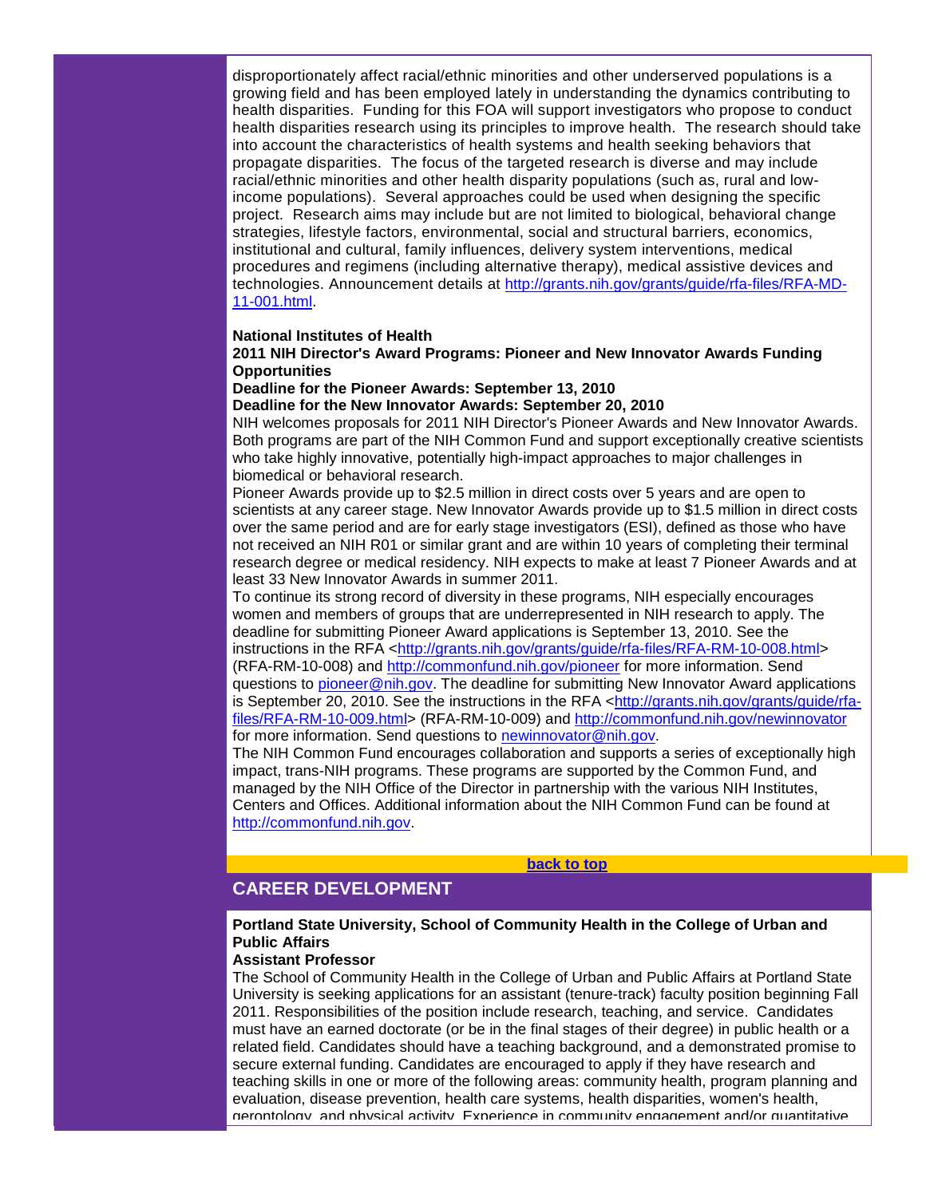disproportionately affect racial/ethnic minorities and other underserved populations is a growing field and has been employed lately in understanding the dynamics contributing to health disparities. Funding for this FOA will support investigators who propose to conduct health disparities research using its principles to improve health. The research should take into account the characteristics of health systems and health seeking behaviors that propagate disparities. The focus of the targeted research is diverse and may include racial/ethnic minorities and other health disparity populations (such as, rural and low-income populations). Several approaches could be used when designing the specific project. Research aims may include but are not limited to biological, behavioral change strategies, lifestyle factors, environmental, social and structural barriers, economics, institutional and cultural, family influences, delivery system interventions, medical procedures and regimens (including alternative therapy), medical assistive devices and technologies. Announcement details at [http://grants.nih.gov/grants/guide/rfa-files/RFA-MD-11-001.html](http://grants.nih.gov/grants/guide/rfa-files/RFA-MD-11-001.html).

**National Institutes of Health**
**2011 NIH Director's Award Programs: Pioneer and New Innovator Awards Funding Opportunities**
**Deadline for the Pioneer Awards: September 13, 2010**
**Deadline for the New Innovator Awards: September 20, 2010**

NIH welcomes proposals for 2011 NIH Director's Pioneer Awards and New Innovator Awards. Both programs are part of the NIH Common Fund and support exceptionally creative scientists who take highly innovative, potentially high-impact approaches to major challenges in biomedical or behavioral research.

Pioneer Awards provide up to $2.5 million in direct costs over 5 years and are open to scientists at any career stage. New Innovator Awards provide up to $1.5 million in direct costs over the same period and are for early stage investigators (ESI), defined as those who have not received an NIH R01 or similar grant and are within 10 years of completing their terminal research degree or medical residency. NIH expects to make at least 7 Pioneer Awards and at least 33 New Innovator Awards in summer 2011.

To continue its strong record of diversity in these programs, NIH especially encourages women and members of groups that are underrepresented in NIH research to apply. The deadline for submitting Pioneer Award applications is September 13, 2010. See the instructions in the RFA <[http://grants.nih.gov/grants/guide/rfa-files/RFA-RM-10-008.html](http://grants.nih.gov/grants/guide/rfa-files/RFA-RM-10-008.html)> (RFA-RM-10-008) and [http://commonfund.nih.gov/pioneer](http://commonfund.nih.gov/pioneer) for more information. Send questions to [pioneer@nih.gov](mailto:pioneer@nih.gov). The deadline for submitting New Innovator Award applications is September 20, 2010. See the instructions in the RFA <[http://grants.nih.gov/grants/guide/rfa-files/RFA-RM-10-009.html](http://grants.nih.gov/grants/guide/rfa-files/RFA-RM-10-009.html)> (RFA-RM-10-009) and [http://commonfund.nih.gov/newinnovator](http://commonfund.nih.gov/newinnovator) for more information. Send questions to [newinnovator@nih.gov](mailto:newinnovator@nih.gov).

The NIH Common Fund encourages collaboration and supports a series of exceptionally high impact, trans-NIH programs. These programs are supported by the Common Fund, and managed by the NIH Office of the Director in partnership with the various NIH Institutes, Centers and Offices. Additional information about the NIH Common Fund can be found at [http://commonfund.nih.gov](http://commonfund.nih.gov).

**back to top**

## CAREER DEVELOPMENT

**Portland State University, School of Community Health in the College of Urban and Public Affairs**
**Assistant Professor**

The School of Community Health in the College of Urban and Public Affairs at Portland State University is seeking applications for an assistant (tenure-track) faculty position beginning Fall 2011. Responsibilities of the position include research, teaching, and service. Candidates must have an earned doctorate (or be in the final stages of their degree) in public health or a related field. Candidates should have a teaching background, and a demonstrated promise to secure external funding. Candidates are encouraged to apply if they have research and teaching skills in one or more of the following areas: community health, program planning and evaluation, disease prevention, health care systems, health disparities, women's health, gerontology, and physical activity. Experience in community engagement and/or quantitative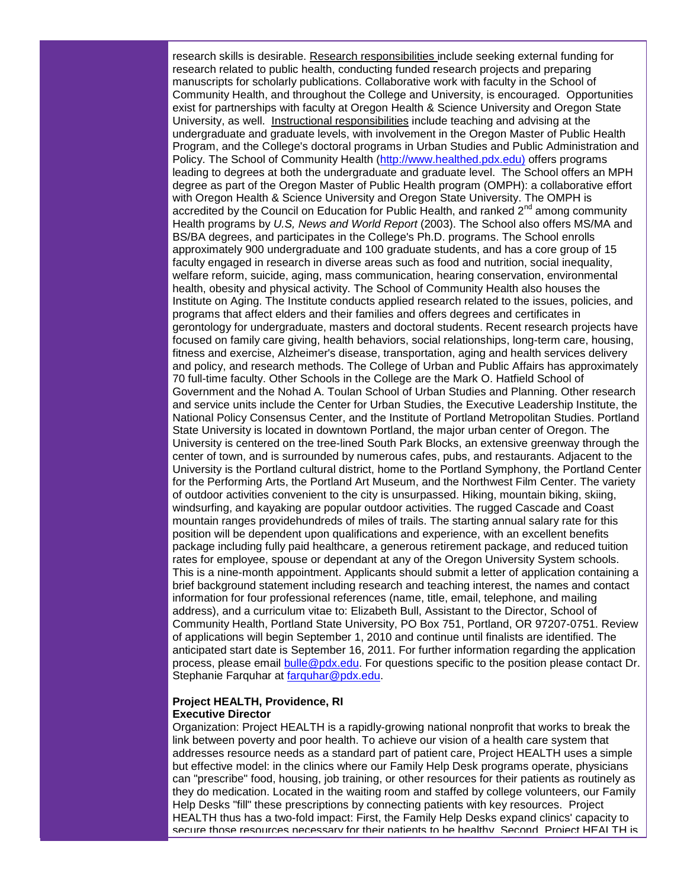research skills is desirable. Research responsibilities include seeking external funding for research related to public health, conducting funded research projects and preparing manuscripts for scholarly publications. Collaborative work with faculty in the School of Community Health, and throughout the College and University, is encouraged. Opportunities exist for partnerships with faculty at Oregon Health & Science University and Oregon State University, as well. Instructional responsibilities include teaching and advising at the undergraduate and graduate levels, with involvement in the Oregon Master of Public Health Program, and the College's doctoral programs in Urban Studies and Public Administration and Policy. The School of Community Health (http://www.healthed.pdx.edu) offers programs leading to degrees at both the undergraduate and graduate level. The School offers an MPH degree as part of the Oregon Master of Public Health program (OMPH): a collaborative effort with Oregon Health & Science University and Oregon State University. The OMPH is accredited by the Council on Education for Public Health, and ranked 2nd among community Health programs by *U.S, News and World Report* (2003). The School also offers MS/MA and BS/BA degrees, and participates in the College's Ph.D. programs. The School enrolls approximately 900 undergraduate and 100 graduate students, and has a core group of 15 faculty engaged in research in diverse areas such as food and nutrition, social inequality, welfare reform, suicide, aging, mass communication, hearing conservation, environmental health, obesity and physical activity. The School of Community Health also houses the Institute on Aging. The Institute conducts applied research related to the issues, policies, and programs that affect elders and their families and offers degrees and certificates in gerontology for undergraduate, masters and doctoral students. Recent research projects have focused on family care giving, health behaviors, social relationships, long-term care, housing, fitness and exercise, Alzheimer's disease, transportation, aging and health services delivery and policy, and research methods. The College of Urban and Public Affairs has approximately 70 full-time faculty. Other Schools in the College are the Mark O. Hatfield School of Government and the Nohad A. Toulan School of Urban Studies and Planning. Other research and service units include the Center for Urban Studies, the Executive Leadership Institute, the National Policy Consensus Center, and the Institute of Portland Metropolitan Studies. Portland State University is located in downtown Portland, the major urban center of Oregon. The University is centered on the tree-lined South Park Blocks, an extensive greenway through the center of town, and is surrounded by numerous cafes, pubs, and restaurants. Adjacent to the University is the Portland cultural district, home to the Portland Symphony, the Portland Center for the Performing Arts, the Portland Art Museum, and the Northwest Film Center. The variety of outdoor activities convenient to the city is unsurpassed. Hiking, mountain biking, skiing, windsurfing, and kayaking are popular outdoor activities. The rugged Cascade and Coast mountain ranges providehundreds of miles of trails. The starting annual salary rate for this position will be dependent upon qualifications and experience, with an excellent benefits package including fully paid healthcare, a generous retirement package, and reduced tuition rates for employee, spouse or dependant at any of the Oregon University System schools. This is a nine-month appointment. Applicants should submit a letter of application containing a brief background statement including research and teaching interest, the names and contact information for four professional references (name, title, email, telephone, and mailing address), and a curriculum vitae to: Elizabeth Bull, Assistant to the Director, School of Community Health, Portland State University, PO Box 751, Portland, OR 97207-0751. Review of applications will begin September 1, 2010 and continue until finalists are identified. The anticipated start date is September 16, 2011. For further information regarding the application process, please email bulle@pdx.edu. For questions specific to the position please contact Dr. Stephanie Farquhar at farquhar@pdx.edu.

**Project HEALTH, Providence, RI**
**Executive Director**

Organization: Project HEALTH is a rapidly-growing national nonprofit that works to break the link between poverty and poor health. To achieve our vision of a health care system that addresses resource needs as a standard part of patient care, Project HEALTH uses a simple but effective model: in the clinics where our Family Help Desk programs operate, physicians can "prescribe" food, housing, job training, or other resources for their patients as routinely as they do medication. Located in the waiting room and staffed by college volunteers, our Family Help Desks "fill" these prescriptions by connecting patients with key resources. Project HEALTH thus has a two-fold impact: First, the Family Help Desks expand clinics' capacity to secure those resources necessary for their patients to be healthy. Second, Project HEALTH is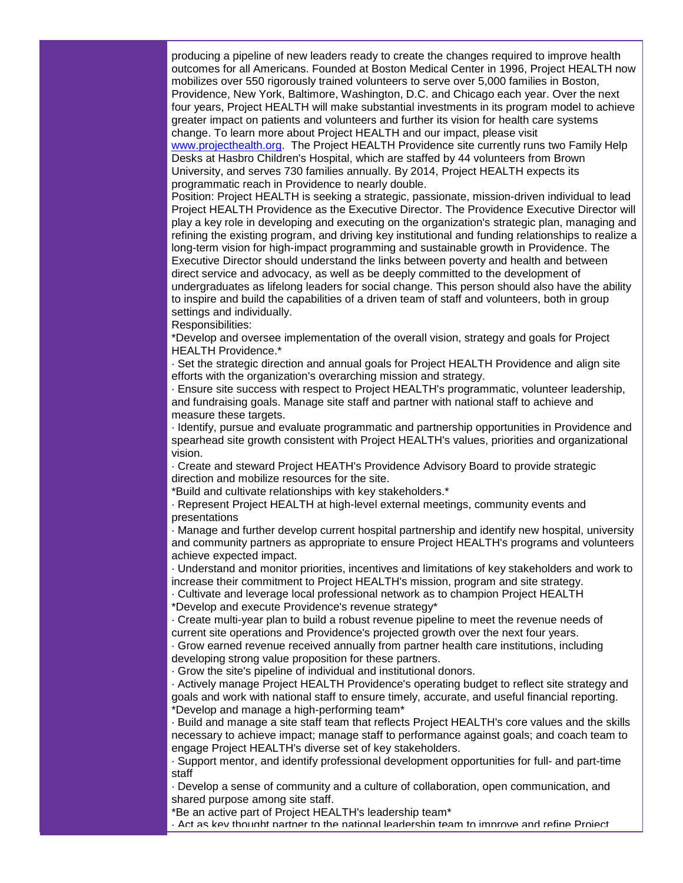producing a pipeline of new leaders ready to create the changes required to improve health outcomes for all Americans. Founded at Boston Medical Center in 1996, Project HEALTH now mobilizes over 550 rigorously trained volunteers to serve over 5,000 families in Boston, Providence, New York, Baltimore, Washington, D.C. and Chicago each year. Over the next four years, Project HEALTH will make substantial investments in its program model to achieve greater impact on patients and volunteers and further its vision for health care systems change. To learn more about Project HEALTH and our impact, please visit [www.projecthealth.org](http://www.projecthealth.org). The Project HEALTH Providence site currently runs two Family Help Desks at Hasbro Children's Hospital, which are staffed by 44 volunteers from Brown University, and serves 730 families annually. By 2014, Project HEALTH expects its programmatic reach in Providence to nearly double.

Position: Project HEALTH is seeking a strategic, passionate, mission-driven individual to lead Project HEALTH Providence as the Executive Director. The Providence Executive Director will play a key role in developing and executing on the organization's strategic plan, managing and refining the existing program, and driving key institutional and funding relationships to realize a long-term vision for high-impact programming and sustainable growth in Providence. The Executive Director should understand the links between poverty and health and between direct service and advocacy, as well as be deeply committed to the development of undergraduates as lifelong leaders for social change. This person should also have the ability to inspire and build the capabilities of a driven team of staff and volunteers, both in group settings and individually.

Responsibilities:

*Develop and oversee implementation of the overall vision, strategy and goals for Project HEALTH Providence.*

· Set the strategic direction and annual goals for Project HEALTH Providence and align site efforts with the organization's overarching mission and strategy.

· Ensure site success with respect to Project HEALTH's programmatic, volunteer leadership, and fundraising goals. Manage site staff and partner with national staff to achieve and measure these targets.

· Identify, pursue and evaluate programmatic and partnership opportunities in Providence and spearhead site growth consistent with Project HEALTH's values, priorities and organizational vision.

· Create and steward Project HEATH's Providence Advisory Board to provide strategic direction and mobilize resources for the site.

*Build and cultivate relationships with key stakeholders.*

· Represent Project HEALTH at high-level external meetings, community events and presentations

· Manage and further develop current hospital partnership and identify new hospital, university and community partners as appropriate to ensure Project HEALTH's programs and volunteers achieve expected impact.

· Understand and monitor priorities, incentives and limitations of key stakeholders and work to increase their commitment to Project HEALTH's mission, program and site strategy.

· Cultivate and leverage local professional network as to champion Project HEALTH

*Develop and execute Providence's revenue strategy*

· Create multi-year plan to build a robust revenue pipeline to meet the revenue needs of current site operations and Providence's projected growth over the next four years.

· Grow earned revenue received annually from partner health care institutions, including developing strong value proposition for these partners.

· Grow the site's pipeline of individual and institutional donors.

· Actively manage Project HEALTH Providence's operating budget to reflect site strategy and goals and work with national staff to ensure timely, accurate, and useful financial reporting.

*Develop and manage a high-performing team*

· Build and manage a site staff team that reflects Project HEALTH's core values and the skills necessary to achieve impact; manage staff to performance against goals; and coach team to engage Project HEALTH's diverse set of key stakeholders.

· Support mentor, and identify professional development opportunities for full- and part-time staff

· Develop a sense of community and a culture of collaboration, open communication, and shared purpose among site staff.

*Be an active part of Project HEALTH's leadership team*

· Act as key thought partner to the national leadership team to improve and refine Project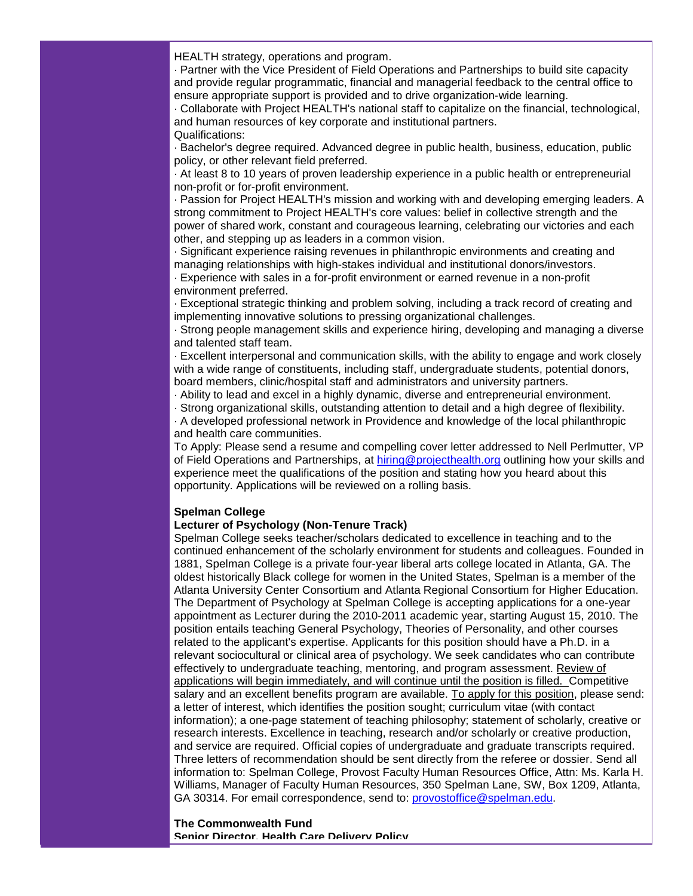HEALTH strategy, operations and program.

· Partner with the Vice President of Field Operations and Partnerships to build site capacity and provide regular programmatic, financial and managerial feedback to the central office to ensure appropriate support is provided and to drive organization-wide learning.

· Collaborate with Project HEALTH's national staff to capitalize on the financial, technological, and human resources of key corporate and institutional partners.

Qualifications:

· Bachelor's degree required. Advanced degree in public health, business, education, public policy, or other relevant field preferred.

· At least 8 to 10 years of proven leadership experience in a public health or entrepreneurial non-profit or for-profit environment.

· Passion for Project HEALTH's mission and working with and developing emerging leaders. A strong commitment to Project HEALTH's core values: belief in collective strength and the power of shared work, constant and courageous learning, celebrating our victories and each other, and stepping up as leaders in a common vision.

· Significant experience raising revenues in philanthropic environments and creating and managing relationships with high-stakes individual and institutional donors/investors.

· Experience with sales in a for-profit environment or earned revenue in a non-profit environment preferred.

· Exceptional strategic thinking and problem solving, including a track record of creating and implementing innovative solutions to pressing organizational challenges.

· Strong people management skills and experience hiring, developing and managing a diverse and talented staff team.

· Excellent interpersonal and communication skills, with the ability to engage and work closely with a wide range of constituents, including staff, undergraduate students, potential donors, board members, clinic/hospital staff and administrators and university partners.

· Ability to lead and excel in a highly dynamic, diverse and entrepreneurial environment.

· Strong organizational skills, outstanding attention to detail and a high degree of flexibility.

· A developed professional network in Providence and knowledge of the local philanthropic and health care communities.

To Apply: Please send a resume and compelling cover letter addressed to Nell Perlmutter, VP of Field Operations and Partnerships, at hiring@projecthealth.org outlining how your skills and experience meet the qualifications of the position and stating how you heard about this opportunity. Applications will be reviewed on a rolling basis.

**Spelman College**
**Lecturer of Psychology (Non-Tenure Track)**

Spelman College seeks teacher/scholars dedicated to excellence in teaching and to the continued enhancement of the scholarly environment for students and colleagues. Founded in 1881, Spelman College is a private four-year liberal arts college located in Atlanta, GA. The oldest historically Black college for women in the United States, Spelman is a member of the Atlanta University Center Consortium and Atlanta Regional Consortium for Higher Education. The Department of Psychology at Spelman College is accepting applications for a one-year appointment as Lecturer during the 2010-2011 academic year, starting August 15, 2010. The position entails teaching General Psychology, Theories of Personality, and other courses related to the applicant's expertise. Applicants for this position should have a Ph.D. in a relevant sociocultural or clinical area of psychology. We seek candidates who can contribute effectively to undergraduate teaching, mentoring, and program assessment. Review of applications will begin immediately, and will continue until the position is filled. Competitive salary and an excellent benefits program are available. To apply for this position, please send: a letter of interest, which identifies the position sought; curriculum vitae (with contact information); a one-page statement of teaching philosophy; statement of scholarly, creative or research interests. Excellence in teaching, research and/or scholarly or creative production, and service are required. Official copies of undergraduate and graduate transcripts required. Three letters of recommendation should be sent directly from the referee or dossier. Send all information to: Spelman College, Provost Faculty Human Resources Office, Attn: Ms. Karla H. Williams, Manager of Faculty Human Resources, 350 Spelman Lane, SW, Box 1209, Atlanta, GA 30314. For email correspondence, send to: provostoffice@spelman.edu.

**The Commonwealth Fund**
**Senior Director, Health Care Delivery Policy**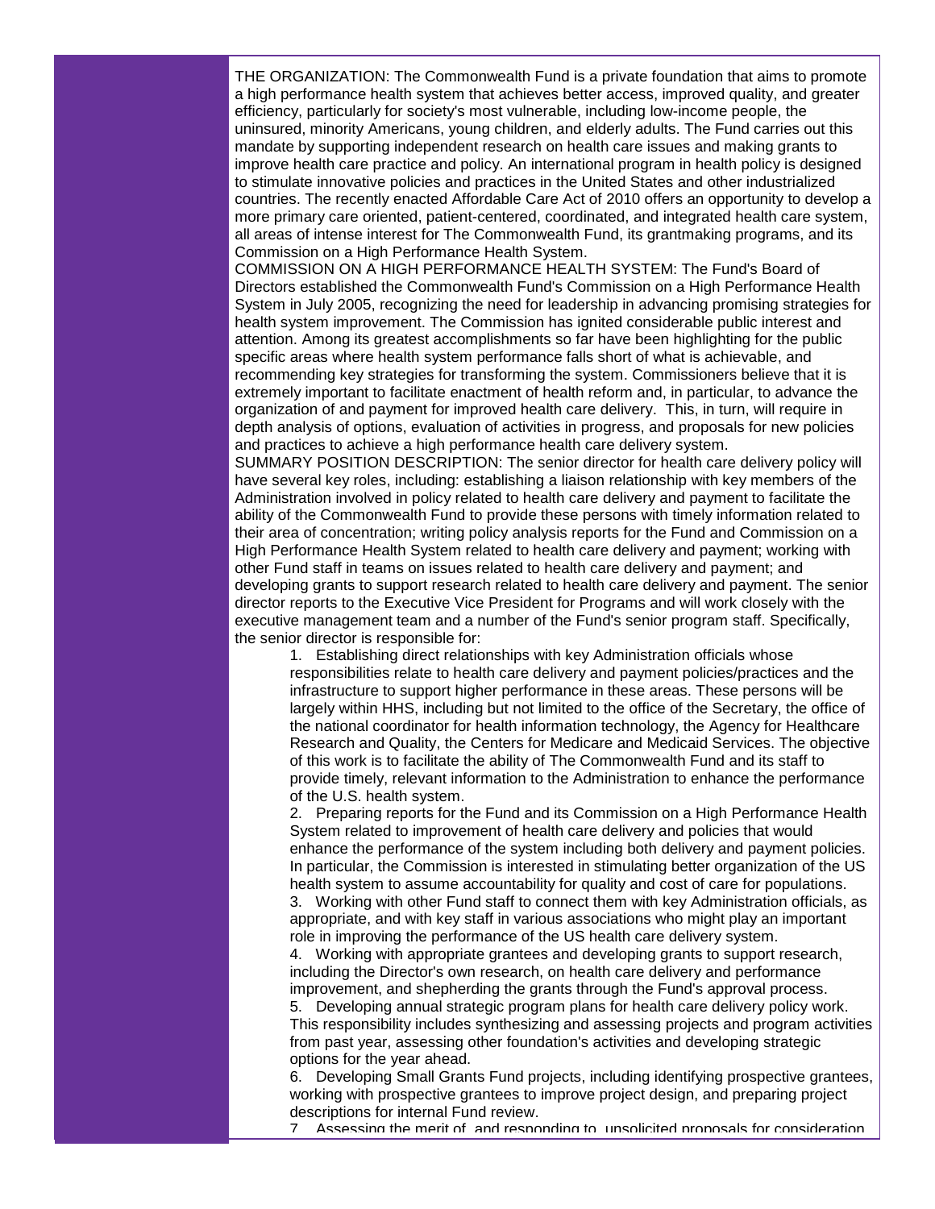THE ORGANIZATION: The Commonwealth Fund is a private foundation that aims to promote a high performance health system that achieves better access, improved quality, and greater efficiency, particularly for society's most vulnerable, including low-income people, the uninsured, minority Americans, young children, and elderly adults. The Fund carries out this mandate by supporting independent research on health care issues and making grants to improve health care practice and policy. An international program in health policy is designed to stimulate innovative policies and practices in the United States and other industrialized countries. The recently enacted Affordable Care Act of 2010 offers an opportunity to develop a more primary care oriented, patient-centered, coordinated, and integrated health care system, all areas of intense interest for The Commonwealth Fund, its grantmaking programs, and its Commission on a High Performance Health System.

COMMISSION ON A HIGH PERFORMANCE HEALTH SYSTEM: The Fund's Board of Directors established the Commonwealth Fund's Commission on a High Performance Health System in July 2005, recognizing the need for leadership in advancing promising strategies for health system improvement. The Commission has ignited considerable public interest and attention. Among its greatest accomplishments so far have been highlighting for the public specific areas where health system performance falls short of what is achievable, and recommending key strategies for transforming the system. Commissioners believe that it is extremely important to facilitate enactment of health reform and, in particular, to advance the organization of and payment for improved health care delivery. This, in turn, will require in depth analysis of options, evaluation of activities in progress, and proposals for new policies and practices to achieve a high performance health care delivery system.

SUMMARY POSITION DESCRIPTION: The senior director for health care delivery policy will have several key roles, including: establishing a liaison relationship with key members of the Administration involved in policy related to health care delivery and payment to facilitate the ability of the Commonwealth Fund to provide these persons with timely information related to their area of concentration; writing policy analysis reports for the Fund and Commission on a High Performance Health System related to health care delivery and payment; working with other Fund staff in teams on issues related to health care delivery and payment; and developing grants to support research related to health care delivery and payment. The senior director reports to the Executive Vice President for Programs and will work closely with the executive management team and a number of the Fund's senior program staff. Specifically, the senior director is responsible for:

1. Establishing direct relationships with key Administration officials whose responsibilities relate to health care delivery and payment policies/practices and the infrastructure to support higher performance in these areas. These persons will be largely within HHS, including but not limited to the office of the Secretary, the office of the national coordinator for health information technology, the Agency for Healthcare Research and Quality, the Centers for Medicare and Medicaid Services. The objective of this work is to facilitate the ability of The Commonwealth Fund and its staff to provide timely, relevant information to the Administration to enhance the performance of the U.S. health system.
2. Preparing reports for the Fund and its Commission on a High Performance Health System related to improvement of health care delivery and policies that would enhance the performance of the system including both delivery and payment policies. In particular, the Commission is interested in stimulating better organization of the US health system to assume accountability for quality and cost of care for populations.
3. Working with other Fund staff to connect them with key Administration officials, as appropriate, and with key staff in various associations who might play an important role in improving the performance of the US health care delivery system.
4. Working with appropriate grantees and developing grants to support research, including the Director's own research, on health care delivery and performance improvement, and shepherding the grants through the Fund's approval process.
5. Developing annual strategic program plans for health care delivery policy work. This responsibility includes synthesizing and assessing projects and program activities from past year, assessing other foundation's activities and developing strategic options for the year ahead.
6. Developing Small Grants Fund projects, including identifying prospective grantees, working with prospective grantees to improve project design, and preparing project descriptions for internal Fund review.
7. Assessing the merit of, and responding to, unsolicited proposals for consideration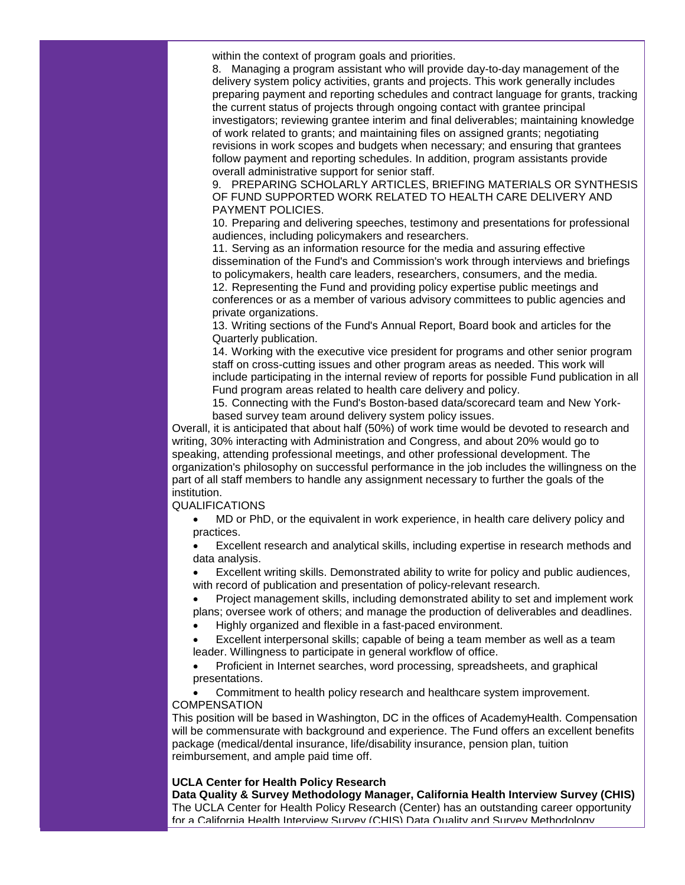within the context of program goals and priorities.

8. Managing a program assistant who will provide day-to-day management of the delivery system policy activities, grants and projects. This work generally includes preparing payment and reporting schedules and contract language for grants, tracking the current status of projects through ongoing contact with grantee principal investigators; reviewing grantee interim and final deliverables; maintaining knowledge of work related to grants; and maintaining files on assigned grants; negotiating revisions in work scopes and budgets when necessary; and ensuring that grantees follow payment and reporting schedules. In addition, program assistants provide overall administrative support for senior staff.
9. PREPARING SCHOLARLY ARTICLES, BRIEFING MATERIALS OR SYNTHESIS OF FUND SUPPORTED WORK RELATED TO HEALTH CARE DELIVERY AND PAYMENT POLICIES.
10. Preparing and delivering speeches, testimony and presentations for professional audiences, including policymakers and researchers.
11. Serving as an information resource for the media and assuring effective dissemination of the Fund's and Commission's work through interviews and briefings to policymakers, health care leaders, researchers, consumers, and the media.
12. Representing the Fund and providing policy expertise public meetings and conferences or as a member of various advisory committees to public agencies and private organizations.
13. Writing sections of the Fund's Annual Report, Board book and articles for the Quarterly publication.
14. Working with the executive vice president for programs and other senior program staff on cross-cutting issues and other program areas as needed. This work will include participating in the internal review of reports for possible Fund publication in all Fund program areas related to health care delivery and policy.
15. Connecting with the Fund's Boston-based data/scorecard team and New York-based survey team around delivery system policy issues.

Overall, it is anticipated that about half (50%) of work time would be devoted to research and writing, 30% interacting with Administration and Congress, and about 20% would go to speaking, attending professional meetings, and other professional development. The organization's philosophy on successful performance in the job includes the willingness on the part of all staff members to handle any assignment necessary to further the goals of the institution.

QUALIFICATIONS

- MD or PhD, or the equivalent in work experience, in health care delivery policy and practices.
- Excellent research and analytical skills, including expertise in research methods and data analysis.
- Excellent writing skills. Demonstrated ability to write for policy and public audiences, with record of publication and presentation of policy-relevant research.
- Project management skills, including demonstrated ability to set and implement work plans; oversee work of others; and manage the production of deliverables and deadlines.
- Highly organized and flexible in a fast-paced environment.
- Excellent interpersonal skills; capable of being a team member as well as a team leader. Willingness to participate in general workflow of office.
- Proficient in Internet searches, word processing, spreadsheets, and graphical presentations.
- Commitment to health policy research and healthcare system improvement.

COMPENSATION

This position will be based in Washington, DC in the offices of AcademyHealth. Compensation will be commensurate with background and experience. The Fund offers an excellent benefits package (medical/dental insurance, life/disability insurance, pension plan, tuition reimbursement, and ample paid time off.

**UCLA Center for Health Policy Research**
**Data Quality & Survey Methodology Manager, California Health Interview Survey (CHIS)**
The UCLA Center for Health Policy Research (Center) has an outstanding career opportunity for a California Health Interview Survey (CHIS) Data Quality and Survey Methodology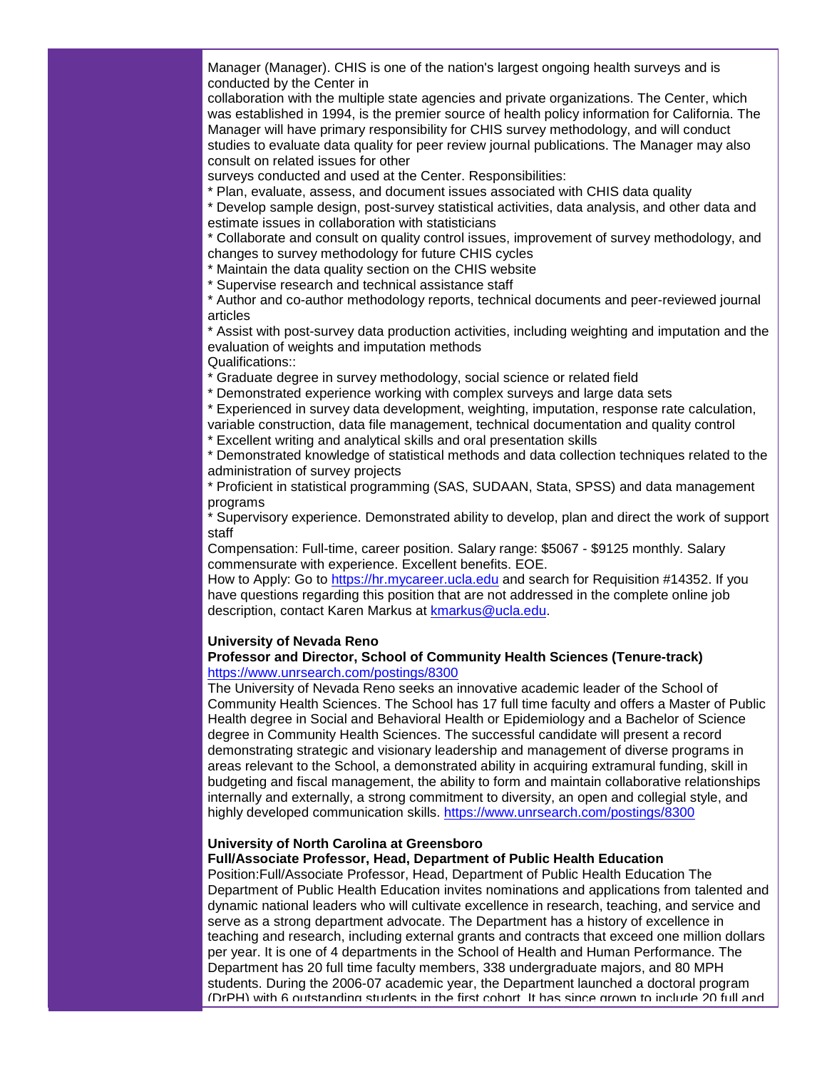Manager (Manager). CHIS is one of the nation's largest ongoing health surveys and is conducted by the Center in collaboration with the multiple state agencies and private organizations. The Center, which was established in 1994, is the premier source of health policy information for California. The Manager will have primary responsibility for CHIS survey methodology, and will conduct studies to evaluate data quality for peer review journal publications. The Manager may also consult on related issues for other surveys conducted and used at the Center. Responsibilities:

* Plan, evaluate, assess, and document issues associated with CHIS data quality
* Develop sample design, post-survey statistical activities, data analysis, and other data and estimate issues in collaboration with statisticians
* Collaborate and consult on quality control issues, improvement of survey methodology, and changes to survey methodology for future CHIS cycles
* Maintain the data quality section on the CHIS website
* Supervise research and technical assistance staff
* Author and co-author methodology reports, technical documents and peer-reviewed journal articles
* Assist with post-survey data production activities, including weighting and imputation and the evaluation of weights and imputation methods

Qualifications::

* Graduate degree in survey methodology, social science or related field
* Demonstrated experience working with complex surveys and large data sets
* Experienced in survey data development, weighting, imputation, response rate calculation, variable construction, data file management, technical documentation and quality control
* Excellent writing and analytical skills and oral presentation skills
* Demonstrated knowledge of statistical methods and data collection techniques related to the administration of survey projects
* Proficient in statistical programming (SAS, SUDAAN, Stata, SPSS) and data management programs
* Supervisory experience. Demonstrated ability to develop, plan and direct the work of support staff

Compensation: Full-time, career position. Salary range: $5067 - $9125 monthly. Salary commensurate with experience. Excellent benefits. EOE.

How to Apply: Go to https://hr.mycareer.ucla.edu and search for Requisition #14352. If you have questions regarding this position that are not addressed in the complete online job description, contact Karen Markus at kmarkus@ucla.edu.

**University of Nevada Reno**
**Professor and Director, School of Community Health Sciences (Tenure-track)**
https://www.unrsearch.com/postings/8300

The University of Nevada Reno seeks an innovative academic leader of the School of Community Health Sciences. The School has 17 full time faculty and offers a Master of Public Health degree in Social and Behavioral Health or Epidemiology and a Bachelor of Science degree in Community Health Sciences. The successful candidate will present a record demonstrating strategic and visionary leadership and management of diverse programs in areas relevant to the School, a demonstrated ability in acquiring extramural funding, skill in budgeting and fiscal management, the ability to form and maintain collaborative relationships internally and externally, a strong commitment to diversity, an open and collegial style, and highly developed communication skills. https://www.unrsearch.com/postings/8300

**University of North Carolina at Greensboro**
**Full/Associate Professor, Head, Department of Public Health Education**

Position:Full/Associate Professor, Head, Department of Public Health Education The Department of Public Health Education invites nominations and applications from talented and dynamic national leaders who will cultivate excellence in research, teaching, and service and serve as a strong department advocate. The Department has a history of excellence in teaching and research, including external grants and contracts that exceed one million dollars per year. It is one of 4 departments in the School of Health and Human Performance. The Department has 20 full time faculty members, 338 undergraduate majors, and 80 MPH students. During the 2006-07 academic year, the Department launched a doctoral program (DrPH) with 6 outstanding students in the first cohort. It has since grown to include 20 full and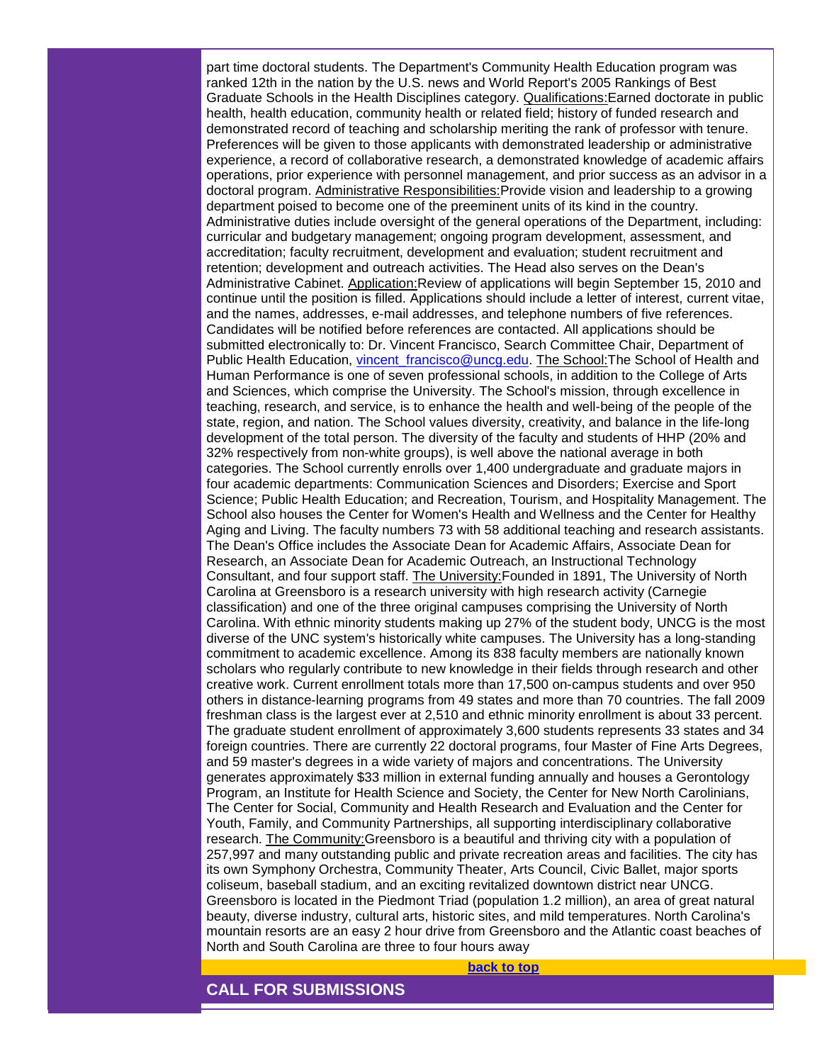part time doctoral students. The Department's Community Health Education program was ranked 12th in the nation by the U.S. news and World Report's 2005 Rankings of Best Graduate Schools in the Health Disciplines category. Qualifications:Earned doctorate in public health, health education, community health or related field; history of funded research and demonstrated record of teaching and scholarship meriting the rank of professor with tenure. Preferences will be given to those applicants with demonstrated leadership or administrative experience, a record of collaborative research, a demonstrated knowledge of academic affairs operations, prior experience with personnel management, and prior success as an advisor in a doctoral program. Administrative Responsibilities:Provide vision and leadership to a growing department poised to become one of the preeminent units of its kind in the country. Administrative duties include oversight of the general operations of the Department, including: curricular and budgetary management; ongoing program development, assessment, and accreditation; faculty recruitment, development and evaluation; student recruitment and retention; development and outreach activities. The Head also serves on the Dean's Administrative Cabinet. Application:Review of applications will begin September 15, 2010 and continue until the position is filled. Applications should include a letter of interest, current vitae, and the names, addresses, e-mail addresses, and telephone numbers of five references. Candidates will be notified before references are contacted. All applications should be submitted electronically to: Dr. Vincent Francisco, Search Committee Chair, Department of Public Health Education, vincent_francisco@uncg.edu. The School:The School of Health and Human Performance is one of seven professional schools, in addition to the College of Arts and Sciences, which comprise the University. The School's mission, through excellence in teaching, research, and service, is to enhance the health and well-being of the people of the state, region, and nation. The School values diversity, creativity, and balance in the life-long development of the total person. The diversity of the faculty and students of HHP (20% and 32% respectively from non-white groups), is well above the national average in both categories. The School currently enrolls over 1,400 undergraduate and graduate majors in four academic departments: Communication Sciences and Disorders; Exercise and Sport Science; Public Health Education; and Recreation, Tourism, and Hospitality Management. The School also houses the Center for Women's Health and Wellness and the Center for Healthy Aging and Living. The faculty numbers 73 with 58 additional teaching and research assistants. The Dean's Office includes the Associate Dean for Academic Affairs, Associate Dean for Research, an Associate Dean for Academic Outreach, an Instructional Technology Consultant, and four support staff. The University:Founded in 1891, The University of North Carolina at Greensboro is a research university with high research activity (Carnegie classification) and one of the three original campuses comprising the University of North Carolina. With ethnic minority students making up 27% of the student body, UNCG is the most diverse of the UNC system's historically white campuses. The University has a long-standing commitment to academic excellence. Among its 838 faculty members are nationally known scholars who regularly contribute to new knowledge in their fields through research and other creative work. Current enrollment totals more than 17,500 on-campus students and over 950 others in distance-learning programs from 49 states and more than 70 countries. The fall 2009 freshman class is the largest ever at 2,510 and ethnic minority enrollment is about 33 percent. The graduate student enrollment of approximately 3,600 students represents 33 states and 34 foreign countries. There are currently 22 doctoral programs, four Master of Fine Arts Degrees, and 59 master's degrees in a wide variety of majors and concentrations. The University generates approximately $33 million in external funding annually and houses a Gerontology Program, an Institute for Health Science and Society, the Center for New North Carolinians, The Center for Social, Community and Health Research and Evaluation and the Center for Youth, Family, and Community Partnerships, all supporting interdisciplinary collaborative research. The Community:Greensboro is a beautiful and thriving city with a population of 257,997 and many outstanding public and private recreation areas and facilities. The city has its own Symphony Orchestra, Community Theater, Arts Council, Civic Ballet, major sports coliseum, baseball stadium, and an exciting revitalized downtown district near UNCG. Greensboro is located in the Piedmont Triad (population 1.2 million), an area of great natural beauty, diverse industry, cultural arts, historic sites, and mild temperatures. North Carolina's mountain resorts are an easy 2 hour drive from Greensboro and the Atlantic coast beaches of North and South Carolina are three to four hours away

**back to top**

## CALL FOR SUBMISSIONS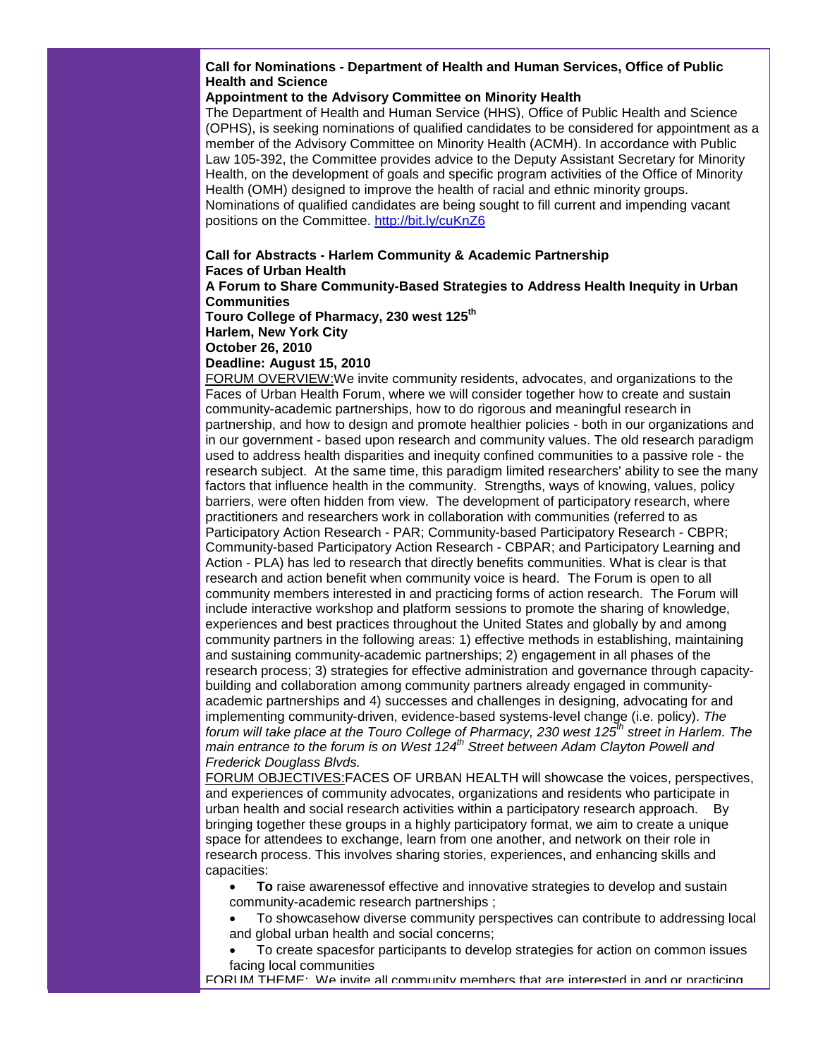**Call for Nominations - Department of Health and Human Services, Office of Public Health and Science**

**Appointment to the Advisory Committee on Minority Health**

The Department of Health and Human Service (HHS), Office of Public Health and Science (OPHS), is seeking nominations of qualified candidates to be considered for appointment as a member of the Advisory Committee on Minority Health (ACMH). In accordance with Public Law 105-392, the Committee provides advice to the Deputy Assistant Secretary for Minority Health, on the development of goals and specific program activities of the Office of Minority Health (OMH) designed to improve the health of racial and ethnic minority groups. Nominations of qualified candidates are being sought to fill current and impending vacant positions on the Committee. http://bit.ly/cuKnZ6

**Call for Abstracts - Harlem Community & Academic Partnership**

**Faces of Urban Health**

**A Forum to Share Community-Based Strategies to Address Health Inequity in Urban Communities**

**Touro College of Pharmacy, 230 west 125th**

**Harlem, New York City**

**October 26, 2010**

**Deadline: August 15, 2010**

FORUM OVERVIEW:We invite community residents, advocates, and organizations to the Faces of Urban Health Forum, where we will consider together how to create and sustain community-academic partnerships, how to do rigorous and meaningful research in partnership, and how to design and promote healthier policies - both in our organizations and in our government - based upon research and community values. The old research paradigm used to address health disparities and inequity confined communities to a passive role - the research subject. At the same time, this paradigm limited researchers' ability to see the many factors that influence health in the community. Strengths, ways of knowing, values, policy barriers, were often hidden from view. The development of participatory research, where practitioners and researchers work in collaboration with communities (referred to as Participatory Action Research - PAR; Community-based Participatory Research - CBPR; Community-based Participatory Action Research - CBPAR; and Participatory Learning and Action - PLA) has led to research that directly benefits communities. What is clear is that research and action benefit when community voice is heard. The Forum is open to all community members interested in and practicing forms of action research. The Forum will include interactive workshop and platform sessions to promote the sharing of knowledge, experiences and best practices throughout the United States and globally by and among community partners in the following areas: 1) effective methods in establishing, maintaining and sustaining community-academic partnerships; 2) engagement in all phases of the research process; 3) strategies for effective administration and governance through capacity-building and collaboration among community partners already engaged in community-academic partnerships and 4) successes and challenges in designing, advocating for and implementing community-driven, evidence-based systems-level change (i.e. policy). *The forum will take place at the Touro College of Pharmacy, 230 west 125th street in Harlem. The main entrance to the forum is on West 124th Street between Adam Clayton Powell and Frederick Douglass Blvds.*

FORUM OBJECTIVES:FACES OF URBAN HEALTH will showcase the voices, perspectives, and experiences of community advocates, organizations and residents who participate in urban health and social research activities within a participatory research approach. By bringing together these groups in a highly participatory format, we aim to create a unique space for attendees to exchange, learn from one another, and network on their role in research process. This involves sharing stories, experiences, and enhancing skills and capacities:

- **To** raise awarenessof effective and innovative strategies to develop and sustain community-academic research partnerships ;
- To showcasehow diverse community perspectives can contribute to addressing local and global urban health and social concerns;
- To create spacesfor participants to develop strategies for action on common issues facing local communities

FORUM THEME: We invite all community members that are interested in and or practicing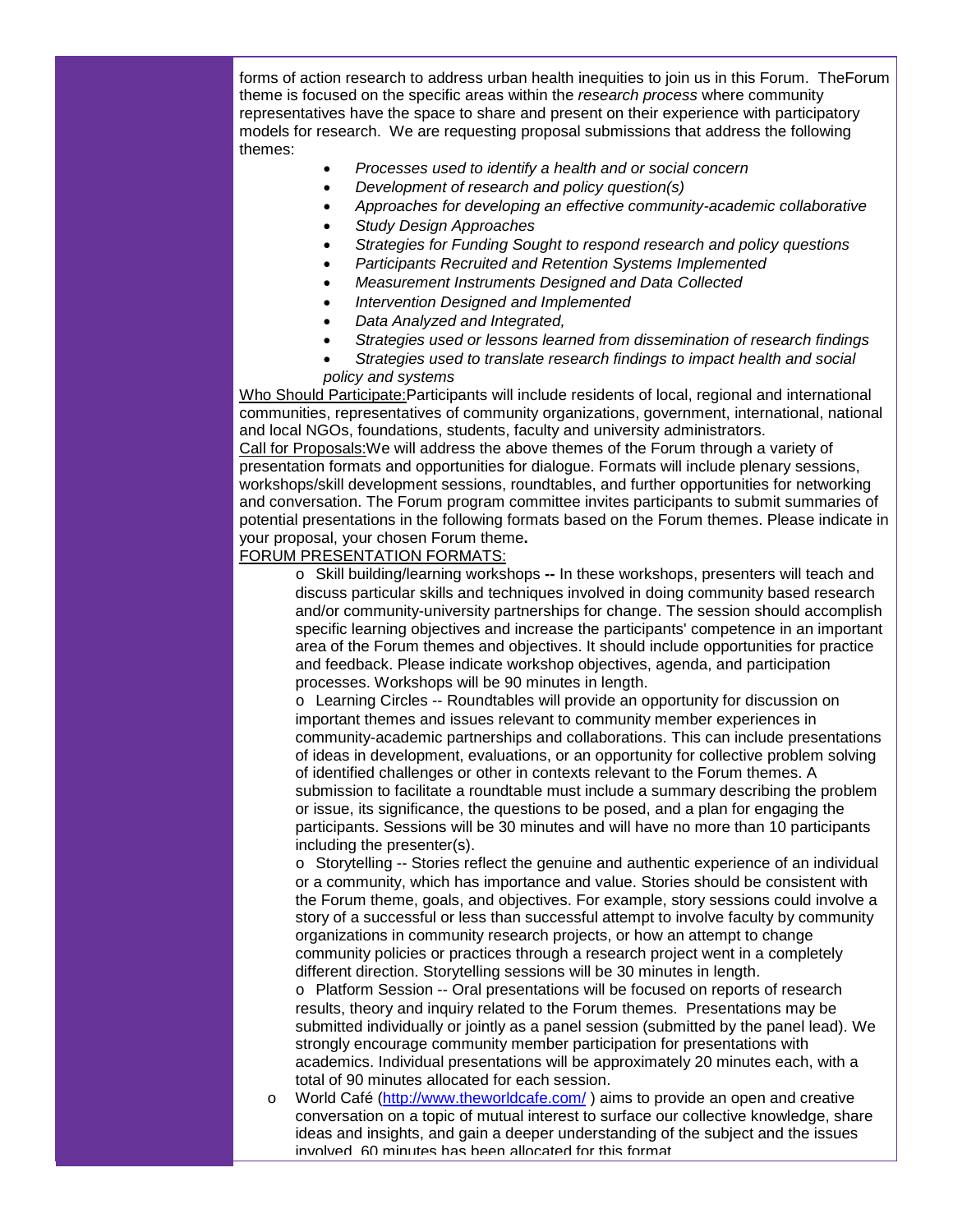forms of action research to address urban health inequities to join us in this Forum. TheForum theme is focused on the specific areas within the *research process* where community representatives have the space to share and present on their experience with participatory models for research. We are requesting proposal submissions that address the following themes:

- *Processes used to identify a health and or social concern*
- *Development of research and policy question(s)*
- *Approaches for developing an effective community-academic collaborative*
- *Study Design Approaches*
- *Strategies for Funding Sought to respond research and policy questions*
- *Participants Recruited and Retention Systems Implemented*
- *Measurement Instruments Designed and Data Collected*
- *Intervention Designed and Implemented*
- *Data Analyzed and Integrated,*
- *Strategies used or lessons learned from dissemination of research findings*
- *Strategies used to translate research findings to impact health and social policy and systems*

<u>Who Should Participate:</u>Participants will include residents of local, regional and international communities, representatives of community organizations, government, international, national and local NGOs, foundations, students, faculty and university administrators.

<u>Call for Proposals:</u>We will address the above themes of the Forum through a variety of presentation formats and opportunities for dialogue. Formats will include plenary sessions, workshops/skill development sessions, roundtables, and further opportunities for networking and conversation. The Forum program committee invites participants to submit summaries of potential presentations in the following formats based on the Forum themes. Please indicate in your proposal, your chosen Forum theme**.**

<u>FORUM PRESENTATION FORMATS:</u>

- Skill building/learning workshops **--** In these workshops, presenters will teach and discuss particular skills and techniques involved in doing community based research and/or community-university partnerships for change. The session should accomplish specific learning objectives and increase the participants' competence in an important area of the Forum themes and objectives. It should include opportunities for practice and feedback. Please indicate workshop objectives, agenda, and participation processes. Workshops will be 90 minutes in length.
- Learning Circles -- Roundtables will provide an opportunity for discussion on important themes and issues relevant to community member experiences in community-academic partnerships and collaborations. This can include presentations of ideas in development, evaluations, or an opportunity for collective problem solving of identified challenges or other in contexts relevant to the Forum themes. A submission to facilitate a roundtable must include a summary describing the problem or issue, its significance, the questions to be posed, and a plan for engaging the participants. Sessions will be 30 minutes and will have no more than 10 participants including the presenter(s).
- Storytelling -- Stories reflect the genuine and authentic experience of an individual or a community, which has importance and value. Stories should be consistent with the Forum theme, goals, and objectives. For example, story sessions could involve a story of a successful or less than successful attempt to involve faculty by community organizations in community research projects, or how an attempt to change community policies or practices through a research project went in a completely different direction. Storytelling sessions will be 30 minutes in length.
- Platform Session -- Oral presentations will be focused on reports of research results, theory and inquiry related to the Forum themes. Presentations may be submitted individually or jointly as a panel session (submitted by the panel lead). We strongly encourage community member participation for presentations with academics. Individual presentations will be approximately 20 minutes each, with a total of 90 minutes allocated for each session.
- World Café (http://www.theworldcafe.com/ ) aims to provide an open and creative conversation on a topic of mutual interest to surface our collective knowledge, share ideas and insights, and gain a deeper understanding of the subject and the issues involved. 60 minutes has been allocated for this format.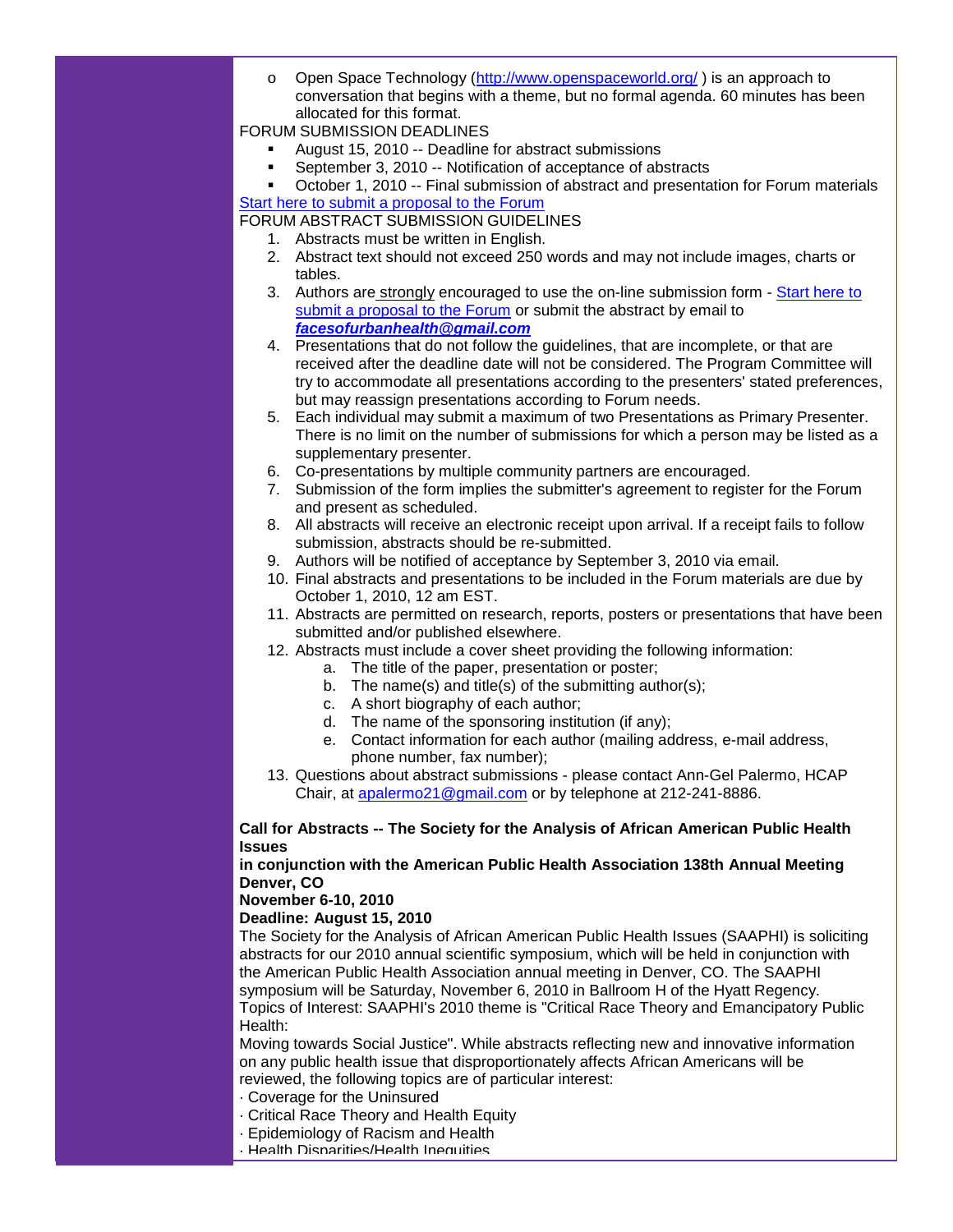- Open Space Technology (http://www.openspaceworld.org/ ) is an approach to conversation that begins with a theme, but no formal agenda. 60 minutes has been allocated for this format.

FORUM SUBMISSION DEADLINES

- August 15, 2010 -- Deadline for abstract submissions
- September 3, 2010 -- Notification of acceptance of abstracts
- October 1, 2010 -- Final submission of abstract and presentation for Forum materials

Start here to submit a proposal to the Forum

FORUM ABSTRACT SUBMISSION GUIDELINES

1. Abstracts must be written in English.
2. Abstract text should not exceed 250 words and may not include images, charts or tables.
3. Authors are strongly encouraged to use the on-line submission form - Start here to submit a proposal to the Forum or submit the abstract by email to ***facesofurbanhealth@gmail.com***
4. Presentations that do not follow the guidelines, that are incomplete, or that are received after the deadline date will not be considered. The Program Committee will try to accommodate all presentations according to the presenters' stated preferences, but may reassign presentations according to Forum needs.
5. Each individual may submit a maximum of two Presentations as Primary Presenter. There is no limit on the number of submissions for which a person may be listed as a supplementary presenter.
6. Co-presentations by multiple community partners are encouraged.
7. Submission of the form implies the submitter's agreement to register for the Forum and present as scheduled.
8. All abstracts will receive an electronic receipt upon arrival. If a receipt fails to follow submission, abstracts should be re-submitted.
9. Authors will be notified of acceptance by September 3, 2010 via email.
10. Final abstracts and presentations to be included in the Forum materials are due by October 1, 2010, 12 am EST.
11. Abstracts are permitted on research, reports, posters or presentations that have been submitted and/or published elsewhere.
12. Abstracts must include a cover sheet providing the following information:
    a. The title of the paper, presentation or poster;
    b. The name(s) and title(s) of the submitting author(s);
    c. A short biography of each author;
    d. The name of the sponsoring institution (if any);
    e. Contact information for each author (mailing address, e-mail address, phone number, fax number);
13. Questions about abstract submissions - please contact Ann-Gel Palermo, HCAP Chair, at apalermo21@gmail.com or by telephone at 212-241-8886.

**Call for Abstracts -- The Society for the Analysis of African American Public Health Issues**
**in conjunction with the American Public Health Association 138th Annual Meeting Denver, CO**
**November 6-10, 2010**
**Deadline: August 15, 2010**

The Society for the Analysis of African American Public Health Issues (SAAPHI) is soliciting abstracts for our 2010 annual scientific symposium, which will be held in conjunction with the American Public Health Association annual meeting in Denver, CO. The SAAPHI symposium will be Saturday, November 6, 2010 in Ballroom H of the Hyatt Regency.
Topics of Interest: SAAPHI's 2010 theme is "Critical Race Theory and Emancipatory Public Health:
Moving towards Social Justice". While abstracts reflecting new and innovative information on any public health issue that disproportionately affects African Americans will be reviewed, the following topics are of particular interest:

· Coverage for the Uninsured
· Critical Race Theory and Health Equity
· Epidemiology of Racism and Health
· Health Disparities/Health Inequities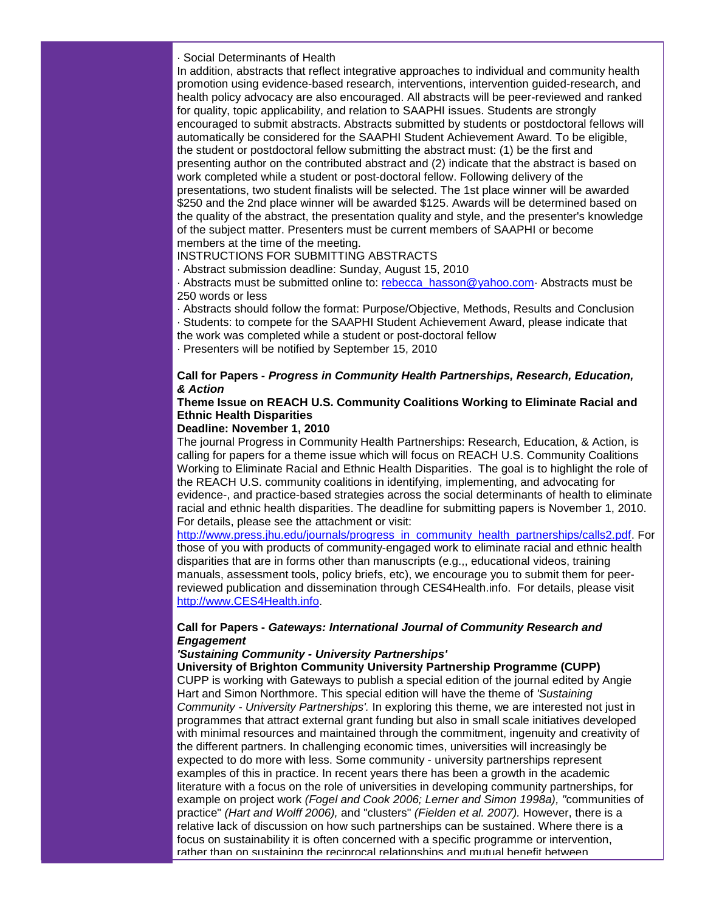· Social Determinants of Health

In addition, abstracts that reflect integrative approaches to individual and community health promotion using evidence-based research, interventions, intervention guided-research, and health policy advocacy are also encouraged. All abstracts will be peer-reviewed and ranked for quality, topic applicability, and relation to SAAPHI issues. Students are strongly encouraged to submit abstracts. Abstracts submitted by students or postdoctoral fellows will automatically be considered for the SAAPHI Student Achievement Award. To be eligible, the student or postdoctoral fellow submitting the abstract must: (1) be the first and presenting author on the contributed abstract and (2) indicate that the abstract is based on work completed while a student or post-doctoral fellow. Following delivery of the presentations, two student finalists will be selected. The 1st place winner will be awarded $250 and the 2nd place winner will be awarded $125. Awards will be determined based on the quality of the abstract, the presentation quality and style, and the presenter's knowledge of the subject matter. Presenters must be current members of SAAPHI or become members at the time of the meeting.

INSTRUCTIONS FOR SUBMITTING ABSTRACTS

· Abstract submission deadline: Sunday, August 15, 2010

· Abstracts must be submitted online to: rebecca_hasson@yahoo.com· Abstracts must be 250 words or less

· Abstracts should follow the format: Purpose/Objective, Methods, Results and Conclusion

· Students: to compete for the SAAPHI Student Achievement Award, please indicate that the work was completed while a student or post-doctoral fellow

· Presenters will be notified by September 15, 2010

**Call for Papers -** ***Progress in Community Health Partnerships, Research, Education, & Action***

**Theme Issue on REACH U.S. Community Coalitions Working to Eliminate Racial and Ethnic Health Disparities**

**Deadline: November 1, 2010**

The journal Progress in Community Health Partnerships: Research, Education, & Action, is calling for papers for a theme issue which will focus on REACH U.S. Community Coalitions Working to Eliminate Racial and Ethnic Health Disparities. The goal is to highlight the role of the REACH U.S. community coalitions in identifying, implementing, and advocating for evidence-, and practice-based strategies across the social determinants of health to eliminate racial and ethnic health disparities. The deadline for submitting papers is November 1, 2010. For details, please see the attachment or visit: http://www.press.jhu.edu/journals/progress_in_community_health_partnerships/calls2.pdf. For those of you with products of community-engaged work to eliminate racial and ethnic health disparities that are in forms other than manuscripts (e.g.,, educational videos, training manuals, assessment tools, policy briefs, etc), we encourage you to submit them for peer-reviewed publication and dissemination through CES4Health.info. For details, please visit http://www.CES4Health.info.

**Call for Papers -** ***Gateways: International Journal of Community Research and Engagement***

***'Sustaining Community - University Partnerships'***

**University of Brighton Community University Partnership Programme (CUPP)**

CUPP is working with Gateways to publish a special edition of the journal edited by Angie Hart and Simon Northmore. This special edition will have the theme of *'Sustaining Community - University Partnerships'.* In exploring this theme, we are interested not just in programmes that attract external grant funding but also in small scale initiatives developed with minimal resources and maintained through the commitment, ingenuity and creativity of the different partners. In challenging economic times, universities will increasingly be expected to do more with less. Some community - university partnerships represent examples of this in practice. In recent years there has been a growth in the academic literature with a focus on the role of universities in developing community partnerships, for example on project work *(Fogel and Cook 2006; Lerner and Simon 1998a), "*communities of practice" *(Hart and Wolff 2006),* and "clusters" *(Fielden et al. 2007).* However, there is a relative lack of discussion on how such partnerships can be sustained. Where there is a focus on sustainability it is often concerned with a specific programme or intervention, rather than on sustaining the reciprocal relationships and mutual benefit between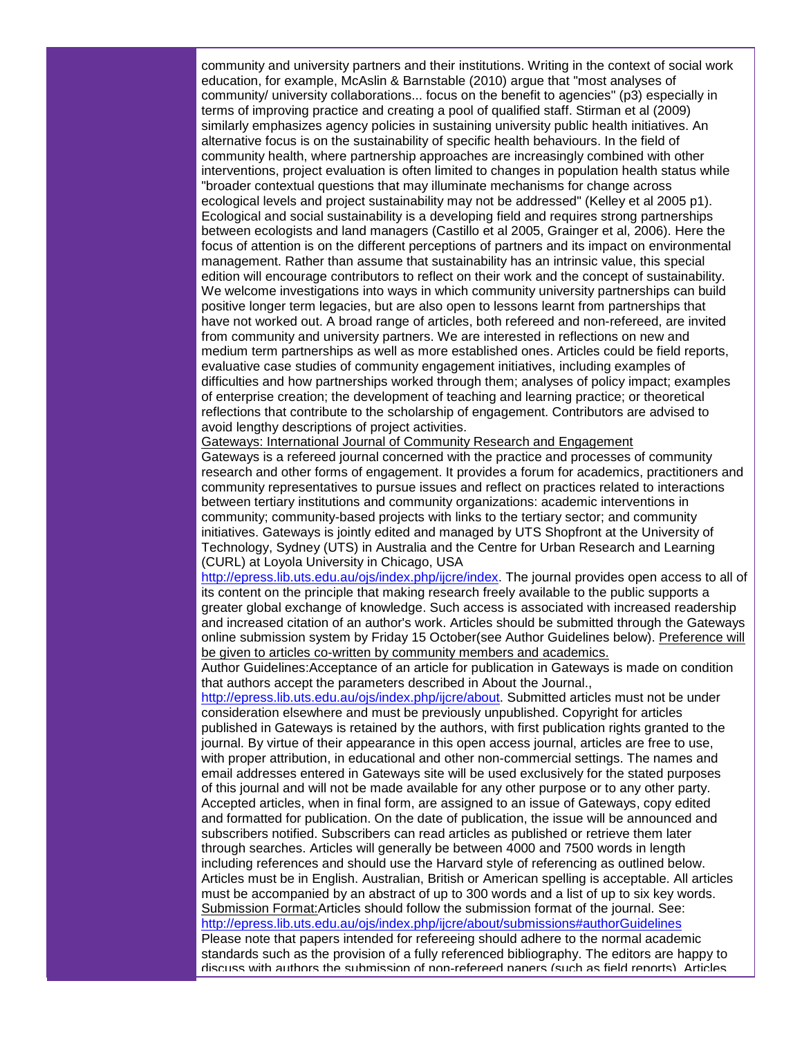community and university partners and their institutions. Writing in the context of social work education, for example, McAslin & Barnstable (2010) argue that "most analyses of community/ university collaborations... focus on the benefit to agencies" (p3) especially in terms of improving practice and creating a pool of qualified staff. Stirman et al (2009) similarly emphasizes agency policies in sustaining university public health initiatives. An alternative focus is on the sustainability of specific health behaviours. In the field of community health, where partnership approaches are increasingly combined with other interventions, project evaluation is often limited to changes in population health status while "broader contextual questions that may illuminate mechanisms for change across ecological levels and project sustainability may not be addressed" (Kelley et al 2005 p1). Ecological and social sustainability is a developing field and requires strong partnerships between ecologists and land managers (Castillo et al 2005, Grainger et al, 2006). Here the focus of attention is on the different perceptions of partners and its impact on environmental management. Rather than assume that sustainability has an intrinsic value, this special edition will encourage contributors to reflect on their work and the concept of sustainability. We welcome investigations into ways in which community university partnerships can build positive longer term legacies, but are also open to lessons learnt from partnerships that have not worked out. A broad range of articles, both refereed and non-refereed, are invited from community and university partners. We are interested in reflections on new and medium term partnerships as well as more established ones. Articles could be field reports, evaluative case studies of community engagement initiatives, including examples of difficulties and how partnerships worked through them; analyses of policy impact; examples of enterprise creation; the development of teaching and learning practice; or theoretical reflections that contribute to the scholarship of engagement. Contributors are advised to avoid lengthy descriptions of project activities.

Gateways: International Journal of Community Research and Engagement

Gateways is a refereed journal concerned with the practice and processes of community research and other forms of engagement. It provides a forum for academics, practitioners and community representatives to pursue issues and reflect on practices related to interactions between tertiary institutions and community organizations: academic interventions in community; community-based projects with links to the tertiary sector; and community initiatives. Gateways is jointly edited and managed by UTS Shopfront at the University of Technology, Sydney (UTS) in Australia and the Centre for Urban Research and Learning (CURL) at Loyola University in Chicago, USA http://epress.lib.uts.edu.au/ojs/index.php/ijcre/index. The journal provides open access to all of its content on the principle that making research freely available to the public supports a greater global exchange of knowledge. Such access is associated with increased readership and increased citation of an author's work. Articles should be submitted through the Gateways online submission system by Friday 15 October(see Author Guidelines below). Preference will be given to articles co-written by community members and academics.

Author Guidelines:Acceptance of an article for publication in Gateways is made on condition that authors accept the parameters described in About the Journal., http://epress.lib.uts.edu.au/ojs/index.php/ijcre/about. Submitted articles must not be under consideration elsewhere and must be previously unpublished. Copyright for articles published in Gateways is retained by the authors, with first publication rights granted to the journal. By virtue of their appearance in this open access journal, articles are free to use, with proper attribution, in educational and other non-commercial settings. The names and email addresses entered in Gateways site will be used exclusively for the stated purposes of this journal and will not be made available for any other purpose or to any other party. Accepted articles, when in final form, are assigned to an issue of Gateways, copy edited and formatted for publication. On the date of publication, the issue will be announced and subscribers notified. Subscribers can read articles as published or retrieve them later through searches. Articles will generally be between 4000 and 7500 words in length including references and should use the Harvard style of referencing as outlined below. Articles must be in English. Australian, British or American spelling is acceptable. All articles must be accompanied by an abstract of up to 300 words and a list of up to six key words.

Submission Format:Articles should follow the submission format of the journal. See: http://epress.lib.uts.edu.au/ojs/index.php/ijcre/about/submissions#authorGuidelines

Please note that papers intended for refereeing should adhere to the normal academic standards such as the provision of a fully referenced bibliography. The editors are happy to discuss with authors the submission of non-refereed papers (such as field reports). Articles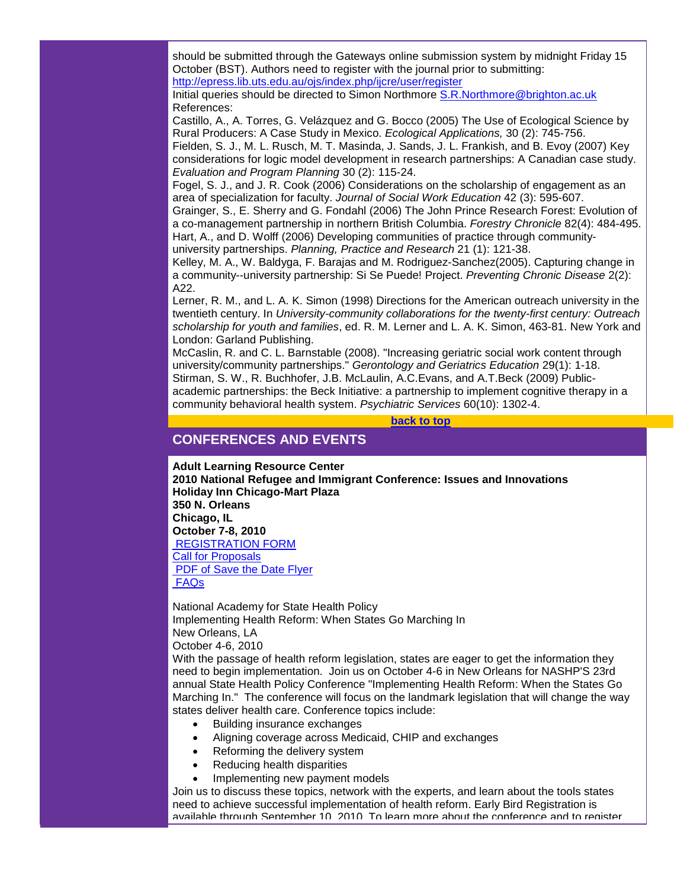should be submitted through the Gateways online submission system by midnight Friday 15 October (BST). Authors need to register with the journal prior to submitting: http://epress.lib.uts.edu.au/ojs/index.php/ijcre/user/register

Initial queries should be directed to Simon Northmore S.R.Northmore@brighton.ac.uk

References:

Castillo, A., A. Torres, G. Velázquez and G. Bocco (2005) The Use of Ecological Science by Rural Producers: A Case Study in Mexico. *Ecological Applications,* 30 (2): 745-756.

Fielden, S. J., M. L. Rusch, M. T. Masinda, J. Sands, J. L. Frankish, and B. Evoy (2007) Key considerations for logic model development in research partnerships: A Canadian case study. *Evaluation and Program Planning* 30 (2): 115-24.

Fogel, S. J., and J. R. Cook (2006) Considerations on the scholarship of engagement as an area of specialization for faculty. *Journal of Social Work Education* 42 (3): 595-607.

Grainger, S., E. Sherry and G. Fondahl (2006) The John Prince Research Forest: Evolution of a co-management partnership in northern British Columbia. *Forestry Chronicle* 82(4): 484-495.

Hart, A., and D. Wolff (2006) Developing communities of practice through community-university partnerships. *Planning, Practice and Research* 21 (1): 121-38.

Kelley, M. A., W. Baldyga, F. Barajas and M. Rodriguez-Sanchez(2005). Capturing change in a community--university partnership: Si Se Puede! Project. *Preventing Chronic Disease* 2(2): A22.

Lerner, R. M., and L. A. K. Simon (1998) Directions for the American outreach university in the twentieth century. In *University-community collaborations for the twenty-first century: Outreach scholarship for youth and families*, ed. R. M. Lerner and L. A. K. Simon, 463-81. New York and London: Garland Publishing.

McCaslin, R. and C. L. Barnstable (2008). "Increasing geriatric social work content through university/community partnerships." *Gerontology and Geriatrics Education* 29(1): 1-18.

Stirman, S. W., R. Buchhofer, J.B. McLaulin, A.C.Evans, and A.T.Beck (2009) Public-academic partnerships: the Beck Initiative: a partnership to implement cognitive therapy in a community behavioral health system. *Psychiatric Services* 60(10): 1302-4.

**back to top**

## CONFERENCES AND EVENTS

**Adult Learning Resource Center**
**2010 National Refugee and Immigrant Conference: Issues and Innovations**
**Holiday Inn Chicago-Mart Plaza**
**350 N. Orleans**
**Chicago, IL**
**October 7-8, 2010**
REGISTRATION FORM
Call for Proposals
PDF of Save the Date Flyer
FAQs

National Academy for State Health Policy
Implementing Health Reform: When States Go Marching In
New Orleans, LA
October 4-6, 2010

With the passage of health reform legislation, states are eager to get the information they need to begin implementation. Join us on October 4-6 in New Orleans for NASHP'S 23rd annual State Health Policy Conference "Implementing Health Reform: When the States Go Marching In." The conference will focus on the landmark legislation that will change the way states deliver health care. Conference topics include:

- Building insurance exchanges
- Aligning coverage across Medicaid, CHIP and exchanges
- Reforming the delivery system
- Reducing health disparities
- Implementing new payment models

Join us to discuss these topics, network with the experts, and learn about the tools states need to achieve successful implementation of health reform. Early Bird Registration is available through September 10, 2010. To learn more about the conference and to register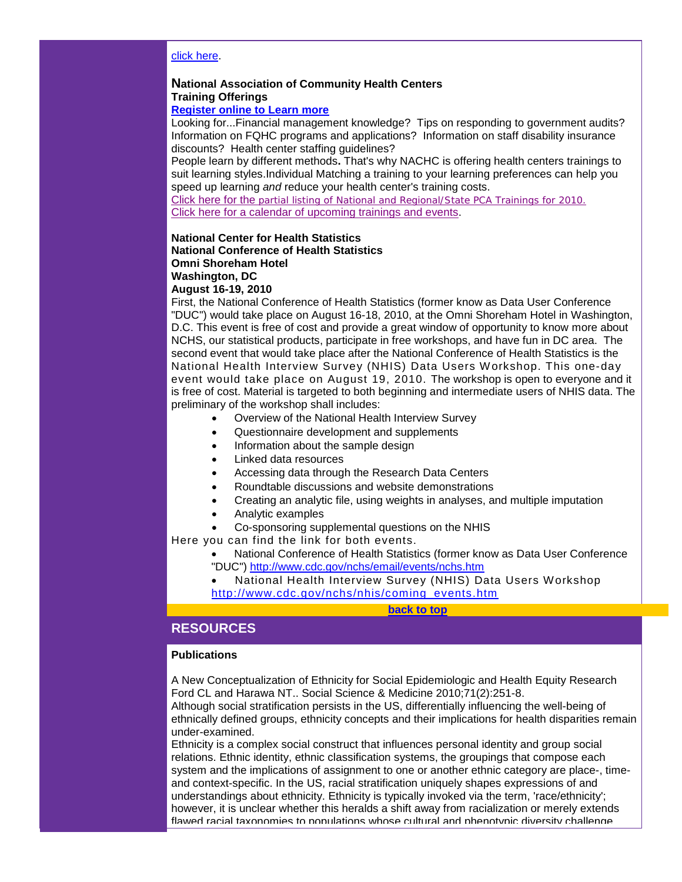click here.

**National Association of Community Health Centers**
**Training Offerings**
**Register online to Learn more**

Looking for...Financial management knowledge? Tips on responding to government audits? Information on FQHC programs and applications? Information on staff disability insurance discounts? Health center staffing guidelines?

People learn by different methods**.** That's why NACHC is offering health centers trainings to suit learning styles.Individual Matching a training to your learning preferences can help you speed up learning *and* reduce your health center's training costs.

Click here for the partial listing of National and Regional/State PCA Trainings for 2010.
Click here for a calendar of upcoming trainings and events.

**National Center for Health Statistics**
**National Conference of Health Statistics**
**Omni Shoreham Hotel**
**Washington, DC**
**August 16-19, 2010**

First, the National Conference of Health Statistics (former know as Data User Conference "DUC") would take place on August 16-18, 2010, at the Omni Shoreham Hotel in Washington, D.C. This event is free of cost and provide a great window of opportunity to know more about NCHS, our statistical products, participate in free workshops, and have fun in DC area. The second event that would take place after the National Conference of Health Statistics is the National Health Interview Survey (NHIS) Data Users Workshop. This one-day event would take place on August 19, 2010. The workshop is open to everyone and it is free of cost. Material is targeted to both beginning and intermediate users of NHIS data. The preliminary of the workshop shall includes:

- Overview of the National Health Interview Survey
- Questionnaire development and supplements
- Information about the sample design
- Linked data resources
- Accessing data through the Research Data Centers
- Roundtable discussions and website demonstrations
- Creating an analytic file, using weights in analyses, and multiple imputation
- Analytic examples
- Co-sponsoring supplemental questions on the NHIS

Here you can find the link for both events.

- National Conference of Health Statistics (former know as Data User Conference "DUC") http://www.cdc.gov/nchs/email/events/nchs.htm
- National Health Interview Survey (NHIS) Data Users Workshop http://www.cdc.gov/nchs/nhis/coming_events.htm

**back to top**

## RESOURCES

**Publications**

A New Conceptualization of Ethnicity for Social Epidemiologic and Health Equity Research
Ford CL and Harawa NT.. Social Science & Medicine 2010;71(2):251-8.

Although social stratification persists in the US, differentially influencing the well-being of ethnically defined groups, ethnicity concepts and their implications for health disparities remain under-examined.

Ethnicity is a complex social construct that influences personal identity and group social relations. Ethnic identity, ethnic classification systems, the groupings that compose each system and the implications of assignment to one or another ethnic category are place-, time- and context-specific. In the US, racial stratification uniquely shapes expressions of and understandings about ethnicity. Ethnicity is typically invoked via the term, 'race/ethnicity'; however, it is unclear whether this heralds a shift away from racialization or merely extends flawed racial taxonomies to populations whose cultural and phenotypic diversity challenge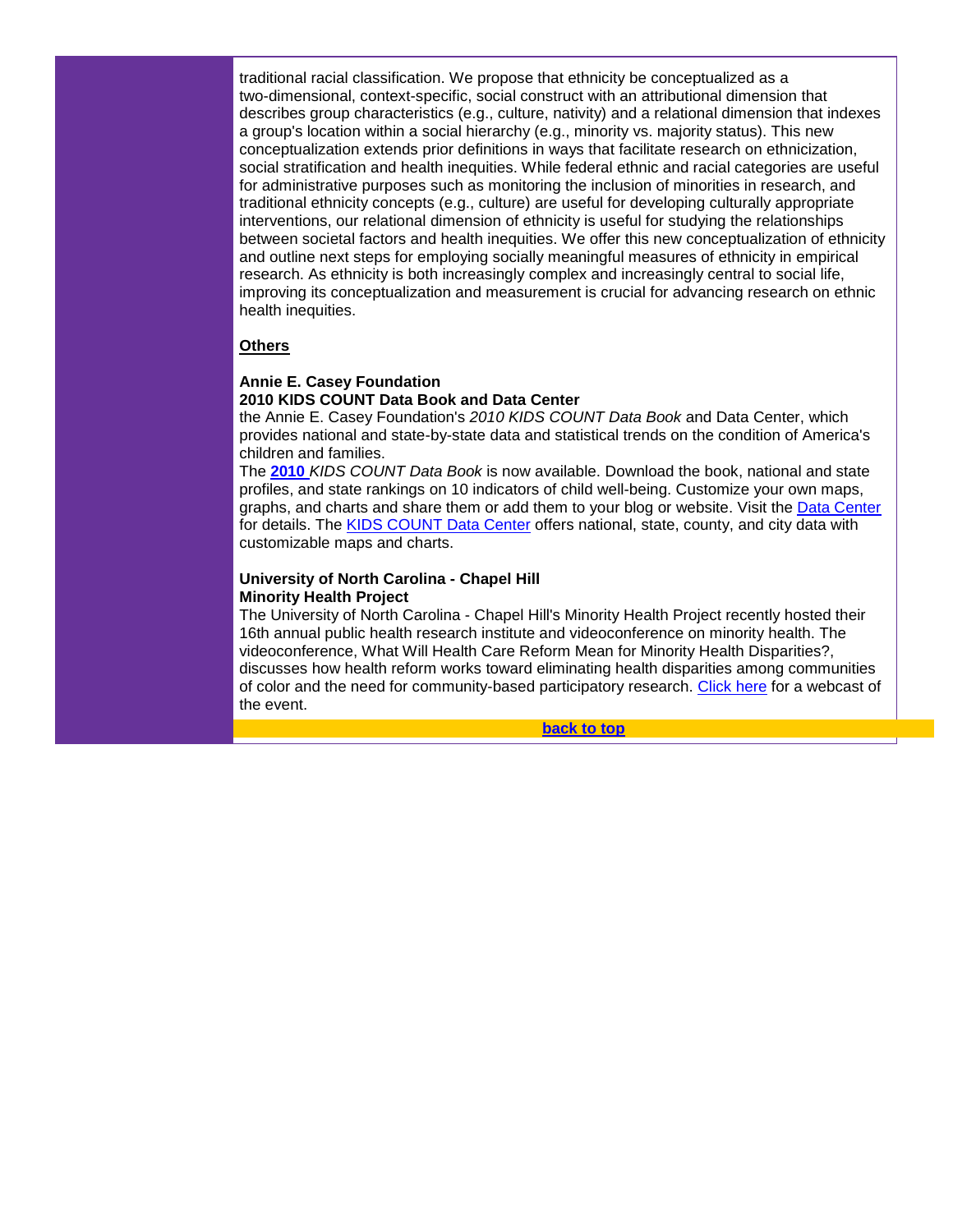traditional racial classification. We propose that ethnicity be conceptualized as a two-dimensional, context-specific, social construct with an attributional dimension that describes group characteristics (e.g., culture, nativity) and a relational dimension that indexes a group's location within a social hierarchy (e.g., minority vs. majority status). This new conceptualization extends prior definitions in ways that facilitate research on ethnicization, social stratification and health inequities. While federal ethnic and racial categories are useful for administrative purposes such as monitoring the inclusion of minorities in research, and traditional ethnicity concepts (e.g., culture) are useful for developing culturally appropriate interventions, our relational dimension of ethnicity is useful for studying the relationships between societal factors and health inequities. We offer this new conceptualization of ethnicity and outline next steps for employing socially meaningful measures of ethnicity in empirical research. As ethnicity is both increasingly complex and increasingly central to social life, improving its conceptualization and measurement is crucial for advancing research on ethnic health inequities.

**Others**

**Annie E. Casey Foundation**
**2010 KIDS COUNT Data Book and Data Center**
the Annie E. Casey Foundation's *2010 KIDS COUNT Data Book* and Data Center, which provides national and state-by-state data and statistical trends on the condition of America's children and families.
The **2010** *KIDS COUNT Data Book* is now available. Download the book, national and state profiles, and state rankings on 10 indicators of child well-being. Customize your own maps, graphs, and charts and share them or add them to your blog or website. Visit the Data Center for details. The KIDS COUNT Data Center offers national, state, county, and city data with customizable maps and charts.

**University of North Carolina - Chapel Hill**
**Minority Health Project**
The University of North Carolina - Chapel Hill's Minority Health Project recently hosted their 16th annual public health research institute and videoconference on minority health. The videoconference, What Will Health Care Reform Mean for Minority Health Disparities?, discusses how health reform works toward eliminating health disparities among communities of color and the need for community-based participatory research. Click here for a webcast of the event.

**back to top**